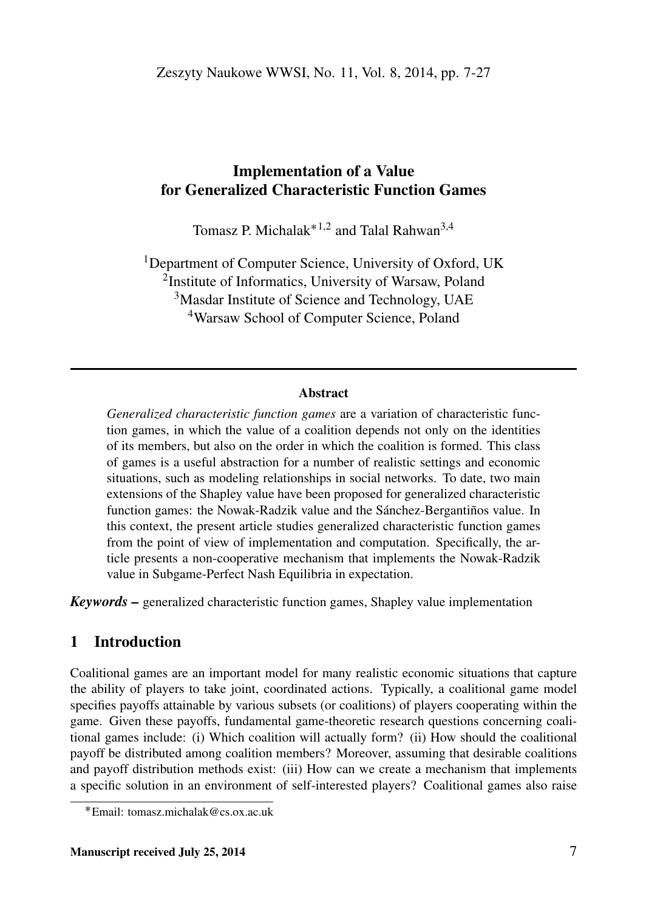# Implementation of a Value for Generalized Characteristic Function Games

Tomasz P. Michalak*[1,2] and Talal Rahwan[3,4]

[1]Department of Computer Science, University of Oxford, UK
[2]Institute of Informatics, University of Warsaw, Poland
[3]Masdar Institute of Science and Technology, UAE
[4]Warsaw School of Computer Science, Poland

---

### Abstract

*Generalized characteristic function games* are a variation of characteristic function games, in which the value of a coalition depends not only on the identities of its members, but also on the order in which the coalition is formed. This class of games is a useful abstraction for a number of realistic settings and economic situations, such as modeling relationships in social networks. To date, two main extensions of the Shapley value have been proposed for generalized characteristic function games: the Nowak-Radzik value and the Sánchez-Bergantiños value. In this context, the present article studies generalized characteristic function games from the point of view of implementation and computation. Specifically, the article presents a non-cooperative mechanism that implements the Nowak-Radzik value in Subgame-Perfect Nash Equilibria in expectation.

***Keywords –*** generalized characteristic function games, Shapley value implementation

## 1 Introduction

Coalitional games are an important model for many realistic economic situations that capture the ability of players to take joint, coordinated actions. Typically, a coalitional game model specifies payoffs attainable by various subsets (or coalitions) of players cooperating within the game. Given these payoffs, fundamental game-theoretic research questions concerning coalitional games include: (i) Which coalition will actually form? (ii) How should the coalitional payoff be distributed among coalition members? Moreover, assuming that desirable coalitions and payoff distribution methods exist: (iii) How can we create a mechanism that implements a specific solution in an environment of self-interested players? Coalitional games also raise

*Email: tomasz.michalak@cs.ox.ac.uk

**Manuscript received July 25, 2014**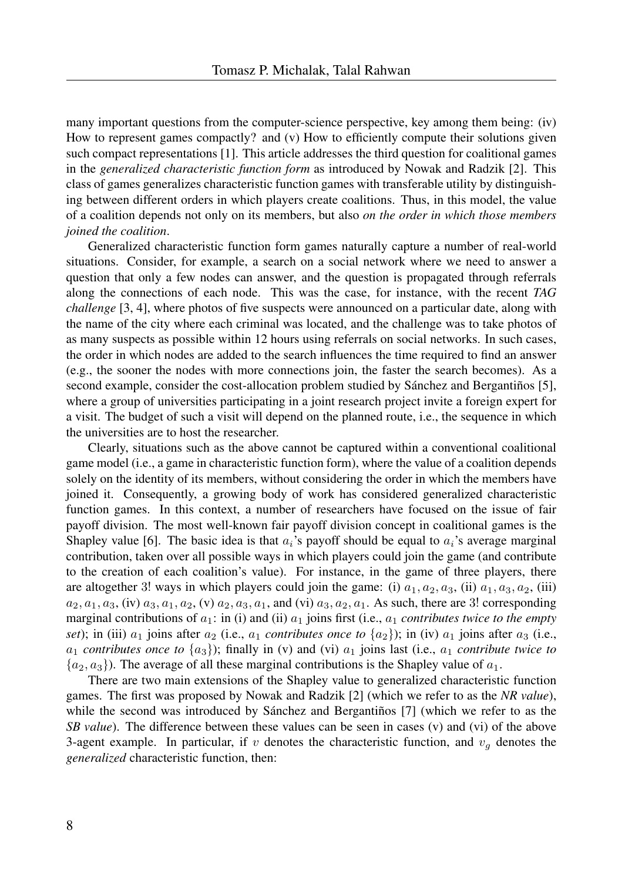many important questions from the computer-science perspective, key among them being: (iv) How to represent games compactly? and (v) How to efficiently compute their solutions given such compact representations [1]. This article addresses the third question for coalitional games in the *generalized characteristic function form* as introduced by Nowak and Radzik [2]. This class of games generalizes characteristic function games with transferable utility by distinguishing between different orders in which players create coalitions. Thus, in this model, the value of a coalition depends not only on its members, but also *on the order in which those members joined the coalition*.

Generalized characteristic function form games naturally capture a number of real-world situations. Consider, for example, a search on a social network where we need to answer a question that only a few nodes can answer, and the question is propagated through referrals along the connections of each node. This was the case, for instance, with the recent *TAG challenge* [3, 4], where photos of five suspects were announced on a particular date, along with the name of the city where each criminal was located, and the challenge was to take photos of as many suspects as possible within 12 hours using referrals on social networks. In such cases, the order in which nodes are added to the search influences the time required to find an answer (e.g., the sooner the nodes with more connections join, the faster the search becomes). As a second example, consider the cost-allocation problem studied by Sánchez and Bergantiños [5], where a group of universities participating in a joint research project invite a foreign expert for a visit. The budget of such a visit will depend on the planned route, i.e., the sequence in which the universities are to host the researcher.

Clearly, situations such as the above cannot be captured within a conventional coalitional game model (i.e., a game in characteristic function form), where the value of a coalition depends solely on the identity of its members, without considering the order in which the members have joined it. Consequently, a growing body of work has considered generalized characteristic function games. In this context, a number of researchers have focused on the issue of fair payoff division. The most well-known fair payoff division concept in coalitional games is the Shapley value [6]. The basic idea is that $a_i$'s payoff should be equal to $a_i$'s average marginal contribution, taken over all possible ways in which players could join the game (and contribute to the creation of each coalition's value). For instance, in the game of three players, there are altogether $3!$ ways in which players could join the game: (i) $a_1, a_2, a_3$, (ii) $a_1, a_3, a_2$, (iii) $a_2, a_1, a_3$, (iv) $a_3, a_1, a_2$, (v) $a_2, a_3, a_1$, and (vi) $a_3, a_2, a_1$. As such, there are $3!$ corresponding marginal contributions of $a_1$: in (i) and (ii) $a_1$ joins first (i.e., $a_1$ *contributes twice to the empty set*); in (iii) $a_1$ joins after $a_2$ (i.e., $a_1$ *contributes once to* $\{a_2\}$); in (iv) $a_1$ joins after $a_3$ (i.e., $a_1$ *contributes once to* $\{a_3\}$); finally in (v) and (vi) $a_1$ joins last (i.e., $a_1$ *contribute twice to* $\{a_2, a_3\}$). The average of all these marginal contributions is the Shapley value of $a_1$.

There are two main extensions of the Shapley value to generalized characteristic function games. The first was proposed by Nowak and Radzik [2] (which we refer to as the *NR value*), while the second was introduced by Sánchez and Bergantiños [7] (which we refer to as the *SB value*). The difference between these values can be seen in cases (v) and (vi) of the above 3-agent example. In particular, if $v$ denotes the characteristic function, and $v_g$ denotes the *generalized* characteristic function, then: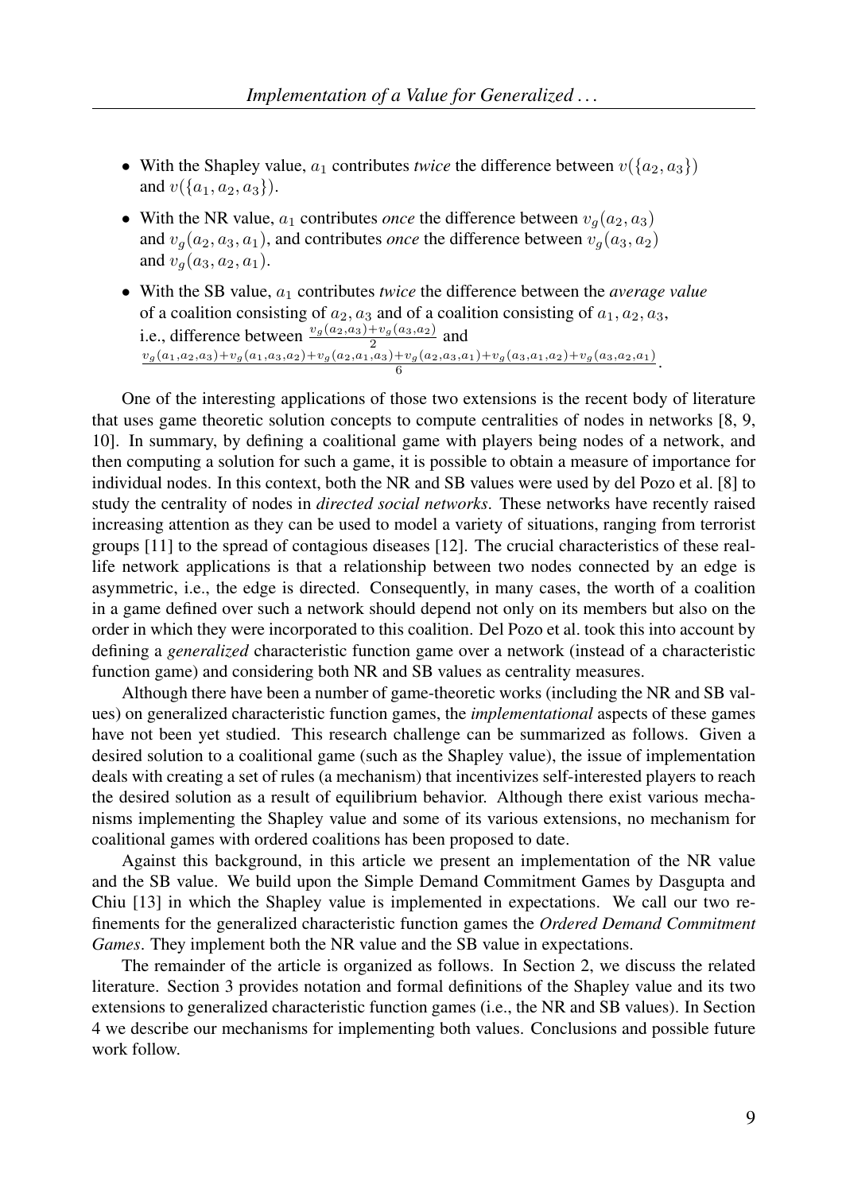- With the Shapley value, $a_1$ contributes *twice* the difference between $v(\{a_2, a_3\})$ and $v(\{a_1, a_2, a_3\})$.
- With the NR value, $a_1$ contributes *once* the difference between $v_g(a_2, a_3)$ and $v_g(a_2, a_3, a_1)$, and contributes *once* the difference between $v_g(a_3, a_2)$ and $v_g(a_3, a_2, a_1)$.
- With the SB value, $a_1$ contributes *twice* the difference between the *average value* of a coalition consisting of $a_2, a_3$ and of a coalition consisting of $a_1, a_2, a_3$, i.e., difference between $\frac{v_g(a_2,a_3)+v_g(a_3,a_2)}{2}$ and $\frac{v_g(a_1,a_2,a_3)+v_g(a_1,a_3,a_2)+v_g(a_2,a_1,a_3)+v_g(a_2,a_3,a_1)+v_g(a_3,a_1,a_2)+v_g(a_3,a_2,a_1)}{6}$.

One of the interesting applications of those two extensions is the recent body of literature that uses game theoretic solution concepts to compute centralities of nodes in networks [8, 9, 10]. In summary, by defining a coalitional game with players being nodes of a network, and then computing a solution for such a game, it is possible to obtain a measure of importance for individual nodes. In this context, both the NR and SB values were used by del Pozo et al. [8] to study the centrality of nodes in *directed social networks*. These networks have recently raised increasing attention as they can be used to model a variety of situations, ranging from terrorist groups [11] to the spread of contagious diseases [12]. The crucial characteristics of these real-life network applications is that a relationship between two nodes connected by an edge is asymmetric, i.e., the edge is directed. Consequently, in many cases, the worth of a coalition in a game defined over such a network should depend not only on its members but also on the order in which they were incorporated to this coalition. Del Pozo et al. took this into account by defining a *generalized* characteristic function game over a network (instead of a characteristic function game) and considering both NR and SB values as centrality measures.

Although there have been a number of game-theoretic works (including the NR and SB values) on generalized characteristic function games, the *implementational* aspects of these games have not been yet studied. This research challenge can be summarized as follows. Given a desired solution to a coalitional game (such as the Shapley value), the issue of implementation deals with creating a set of rules (a mechanism) that incentivizes self-interested players to reach the desired solution as a result of equilibrium behavior. Although there exist various mechanisms implementing the Shapley value and some of its various extensions, no mechanism for coalitional games with ordered coalitions has been proposed to date.

Against this background, in this article we present an implementation of the NR value and the SB value. We build upon the Simple Demand Commitment Games by Dasgupta and Chiu [13] in which the Shapley value is implemented in expectations. We call our two refinements for the generalized characteristic function games the *Ordered Demand Commitment Games*. They implement both the NR value and the SB value in expectations.

The remainder of the article is organized as follows. In Section 2, we discuss the related literature. Section 3 provides notation and formal definitions of the Shapley value and its two extensions to generalized characteristic function games (i.e., the NR and SB values). In Section 4 we describe our mechanisms for implementing both values. Conclusions and possible future work follow.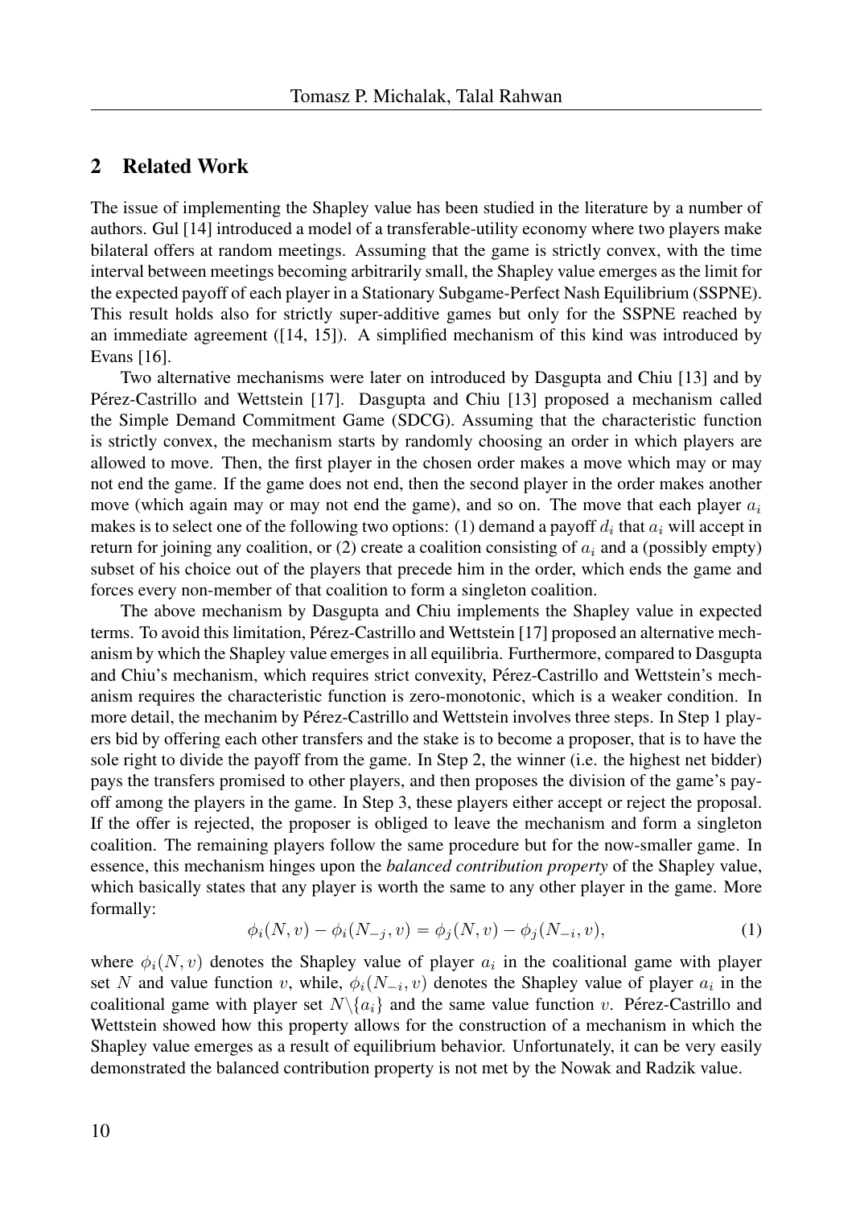## 2 Related Work

The issue of implementing the Shapley value has been studied in the literature by a number of authors. Gul [14] introduced a model of a transferable-utility economy where two players make bilateral offers at random meetings. Assuming that the game is strictly convex, with the time interval between meetings becoming arbitrarily small, the Shapley value emerges as the limit for the expected payoff of each player in a Stationary Subgame-Perfect Nash Equilibrium (SSPNE). This result holds also for strictly super-additive games but only for the SSPNE reached by an immediate agreement ([14, 15]). A simplified mechanism of this kind was introduced by Evans [16].

Two alternative mechanisms were later on introduced by Dasgupta and Chiu [13] and by Pérez-Castrillo and Wettstein [17]. Dasgupta and Chiu [13] proposed a mechanism called the Simple Demand Commitment Game (SDCG). Assuming that the characteristic function is strictly convex, the mechanism starts by randomly choosing an order in which players are allowed to move. Then, the first player in the chosen order makes a move which may or may not end the game. If the game does not end, then the second player in the order makes another move (which again may or may not end the game), and so on. The move that each player $a_i$ makes is to select one of the following two options: (1) demand a payoff $d_i$ that $a_i$ will accept in return for joining any coalition, or (2) create a coalition consisting of $a_i$ and a (possibly empty) subset of his choice out of the players that precede him in the order, which ends the game and forces every non-member of that coalition to form a singleton coalition.

The above mechanism by Dasgupta and Chiu implements the Shapley value in expected terms. To avoid this limitation, Pérez-Castrillo and Wettstein [17] proposed an alternative mechanism by which the Shapley value emerges in all equilibria. Furthermore, compared to Dasgupta and Chiu's mechanism, which requires strict convexity, Pérez-Castrillo and Wettstein's mechanism requires the characteristic function is zero-monotonic, which is a weaker condition. In more detail, the mechanim by Pérez-Castrillo and Wettstein involves three steps. In Step 1 players bid by offering each other transfers and the stake is to become a proposer, that is to have the sole right to divide the payoff from the game. In Step 2, the winner (i.e. the highest net bidder) pays the transfers promised to other players, and then proposes the division of the game's payoff among the players in the game. In Step 3, these players either accept or reject the proposal. If the offer is rejected, the proposer is obliged to leave the mechanism and form a singleton coalition. The remaining players follow the same procedure but for the now-smaller game. In essence, this mechanism hinges upon the *balanced contribution property* of the Shapley value, which basically states that any player is worth the same to any other player in the game. More formally:

$$\phi_i(N, v) - \phi_i(N_{-j}, v) = \phi_j(N, v) - \phi_j(N_{-i}, v), \tag{1}$$

where $\phi_i(N, v)$ denotes the Shapley value of player $a_i$ in the coalitional game with player set $N$ and value function $v$, while, $\phi_i(N_{-i}, v)$ denotes the Shapley value of player $a_i$ in the coalitional game with player set $N \backslash \{a_i\}$ and the same value function $v$. Pérez-Castrillo and Wettstein showed how this property allows for the construction of a mechanism in which the Shapley value emerges as a result of equilibrium behavior. Unfortunately, it can be very easily demonstrated the balanced contribution property is not met by the Nowak and Radzik value.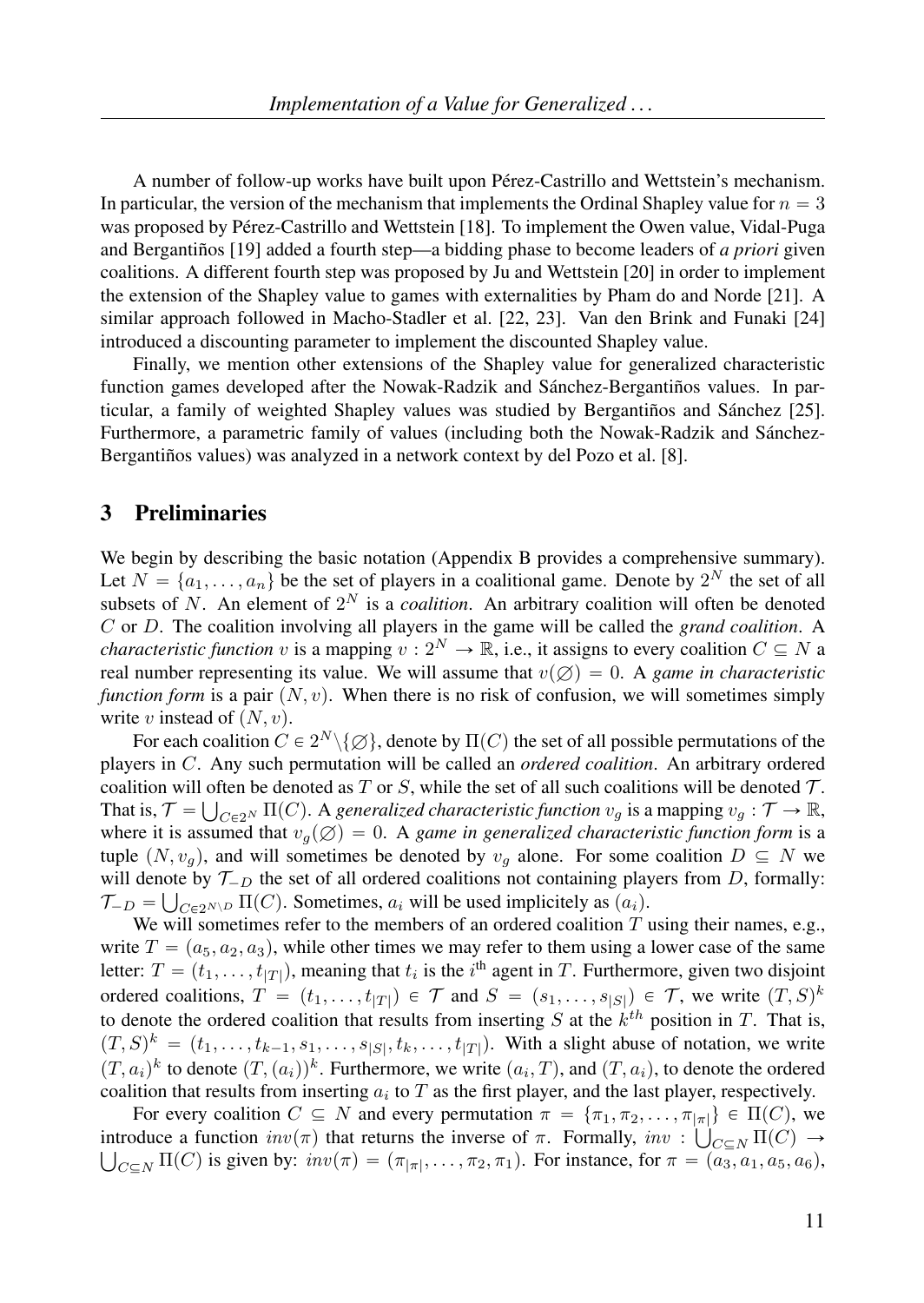A number of follow-up works have built upon Pérez-Castrillo and Wettstein's mechanism. In particular, the version of the mechanism that implements the Ordinal Shapley value for $n = 3$ was proposed by Pérez-Castrillo and Wettstein [18]. To implement the Owen value, Vidal-Puga and Bergantiños [19] added a fourth step—a bidding phase to become leaders of *a priori* given coalitions. A different fourth step was proposed by Ju and Wettstein [20] in order to implement the extension of the Shapley value to games with externalities by Pham do and Norde [21]. A similar approach followed in Macho-Stadler et al. [22, 23]. Van den Brink and Funaki [24] introduced a discounting parameter to implement the discounted Shapley value.

Finally, we mention other extensions of the Shapley value for generalized characteristic function games developed after the Nowak-Radzik and Sánchez-Bergantiños values. In particular, a family of weighted Shapley values was studied by Bergantiños and Sánchez [25]. Furthermore, a parametric family of values (including both the Nowak-Radzik and Sánchez-Bergantiños values) was analyzed in a network context by del Pozo et al. [8].

## 3 Preliminaries

We begin by describing the basic notation (Appendix B provides a comprehensive summary). Let $N = \{a_1, \ldots, a_n\}$ be the set of players in a coalitional game. Denote by $2^N$ the set of all subsets of $N$. An element of $2^N$ is a *coalition*. An arbitrary coalition will often be denoted $C$ or $D$. The coalition involving all players in the game will be called the *grand coalition*. A *characteristic function* $v$ is a mapping $v : 2^N \to \mathbb{R}$, i.e., it assigns to every coalition $C \subseteq N$ a real number representing its value. We will assume that $v(\emptyset) = 0$. A *game in characteristic function form* is a pair $(N, v)$. When there is no risk of confusion, we will sometimes simply write $v$ instead of $(N, v)$.

For each coalition $C \in 2^N \setminus \{\emptyset\}$, denote by $\Pi(C)$ the set of all possible permutations of the players in $C$. Any such permutation will be called an *ordered coalition*. An arbitrary ordered coalition will often be denoted as $T$ or $S$, while the set of all such coalitions will be denoted $\mathcal{T}$. That is, $\mathcal{T} = \bigcup_{C \in 2^N} \Pi(C)$. A *generalized characteristic function* $v_g$ is a mapping $v_g : \mathcal{T} \to \mathbb{R}$, where it is assumed that $v_g(\emptyset) = 0$. A *game in generalized characteristic function form* is a tuple $(N, v_g)$, and will sometimes be denoted by $v_g$ alone. For some coalition $D \subseteq N$ we will denote by $\mathcal{T}_{-D}$ the set of all ordered coalitions not containing players from $D$, formally: $\mathcal{T}_{-D} = \bigcup_{C \in 2^{N \setminus D}} \Pi(C)$. Sometimes, $a_i$ will be used implicitely as $(a_i)$.

We will sometimes refer to the members of an ordered coalition $T$ using their names, e.g., write $T = (a_5, a_2, a_3)$, while other times we may refer to them using a lower case of the same letter: $T = (t_1, \ldots, t_{|T|})$, meaning that $t_i$ is the $i^{\text{th}}$ agent in $T$. Furthermore, given two disjoint ordered coalitions, $T = (t_1, \ldots, t_{|T|}) \in \mathcal{T}$ and $S = (s_1, \ldots, s_{|S|}) \in \mathcal{T}$, we write $(T, S)^k$ to denote the ordered coalition that results from inserting $S$ at the $k^{th}$ position in $T$. That is, $(T, S)^k = (t_1, \ldots, t_{k-1}, s_1, \ldots, s_{|S|}, t_k, \ldots, t_{|T|})$. With a slight abuse of notation, we write $(T, a_i)^k$ to denote $(T, (a_i))^k$. Furthermore, we write $(a_i, T)$, and $(T, a_i)$, to denote the ordered coalition that results from inserting $a_i$ to $T$ as the first player, and the last player, respectively.

For every coalition $C \subseteq N$ and every permutation $\pi = \{\pi_1, \pi_2, \ldots, \pi_{|\pi|}\} \in \Pi(C)$, we introduce a function $inv(\pi)$ that returns the inverse of $\pi$. Formally, $inv : \bigcup_{C \subseteq N} \Pi(C) \to \bigcup_{C \subseteq N} \Pi(C)$ is given by: $inv(\pi) = (\pi_{|\pi|}, \ldots, \pi_2, \pi_1)$. For instance, for $\pi = (a_3, a_1, a_5, a_6)$,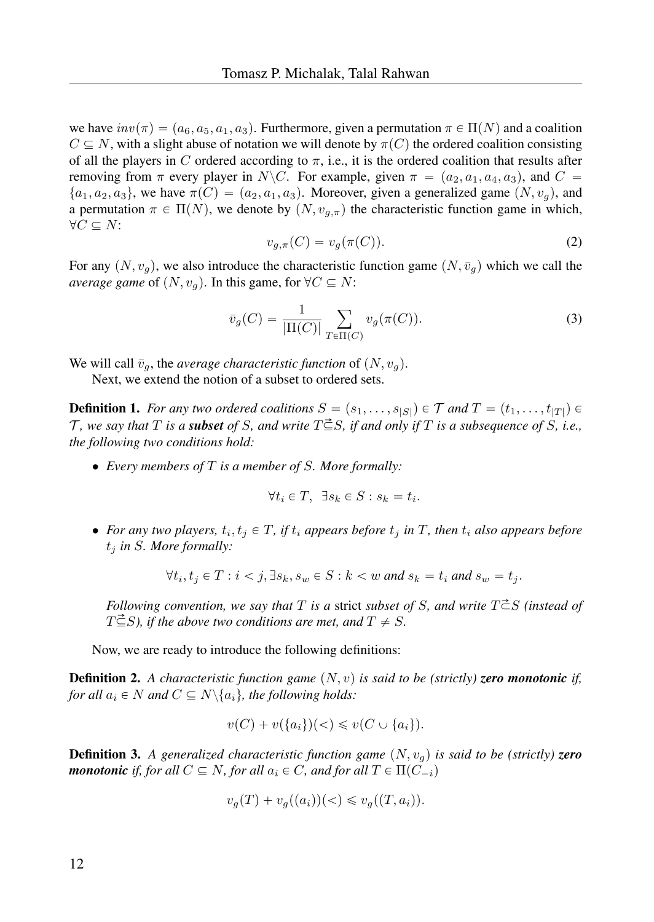we have $inv(\pi) = (a_6, a_5, a_1, a_3)$. Furthermore, given a permutation $\pi \in \Pi(N)$ and a coalition $C \subseteq N$, with a slight abuse of notation we will denote by $\pi(C)$ the ordered coalition consisting of all the players in $C$ ordered according to $\pi$, i.e., it is the ordered coalition that results after removing from $\pi$ every player in $N \backslash C$. For example, given $\pi = (a_2, a_1, a_4, a_3)$, and $C = \{a_1, a_2, a_3\}$, we have $\pi(C) = (a_2, a_1, a_3)$. Moreover, given a generalized game $(N, v_g)$, and a permutation $\pi \in \Pi(N)$, we denote by $(N, v_{g,\pi})$ the characteristic function game in which, $\forall C \subseteq N$:

$$v_{g,\pi}(C) = v_g(\pi(C)). \tag{2}$$

For any $(N, v_g)$, we also introduce the characteristic function game $(N, \bar{v}_g)$ which we call the *average game* of $(N, v_g)$. In this game, for $\forall C \subseteq N$:

$$\bar{v}_g(C) = \frac{1}{|\Pi(C)|} \sum_{T \in \Pi(C)} v_g(\pi(C)). \tag{3}$$

We will call $\bar{v}_g$, the *average characteristic function* of $(N, v_g)$.

Next, we extend the notion of a subset to ordered sets.

**Definition 1.** *For any two ordered coalitions $S = (s_1, \ldots, s_{|S|}) \in \mathcal{T}$ and $T = (t_1, \ldots, t_{|T|}) \in \mathcal{T}$, we say that $T$ is a* ***subset*** *of $S$, and write $T \vec{\subseteq} S$, if and only if $T$ is a subsequence of $S$, i.e., the following two conditions hold:*

- *Every members of $T$ is a member of $S$. More formally:*

$$\forall t_i \in T, \;\; \exists s_k \in S : s_k = t_i.$$

- *For any two players, $t_i, t_j \in T$, if $t_i$ appears before $t_j$ in $T$, then $t_i$ also appears before $t_j$ in $S$. More formally:*

$$\forall t_i, t_j \in T : i < j, \exists s_k, s_w \in S : k < w \text{ and } s_k = t_i \text{ and } s_w = t_j.$$

*Following convention, we say that $T$ is a* strict *subset of $S$, and write $T \vec{\subset} S$ (instead of $T \vec{\subseteq} S$), if the above two conditions are met, and $T \neq S$.*

Now, we are ready to introduce the following definitions:

**Definition 2.** *A characteristic function game $(N, v)$ is said to be (strictly)* ***zero monotonic*** *if, for all $a_i \in N$ and $C \subseteq N \backslash \{a_i\}$, the following holds:*

$$v(C) + v(\{a_i\})(<) \leqslant v(C \cup \{a_i\}).$$

**Definition 3.** *A generalized characteristic function game $(N, v_g)$ is said to be (strictly)* ***zero monotonic*** *if, for all $C \subseteq N$, for all $a_i \in C$, and for all $T \in \Pi(C_{-i})$*

$$v_g(T) + v_g((a_i))(<) \leqslant v_g((T, a_i)).$$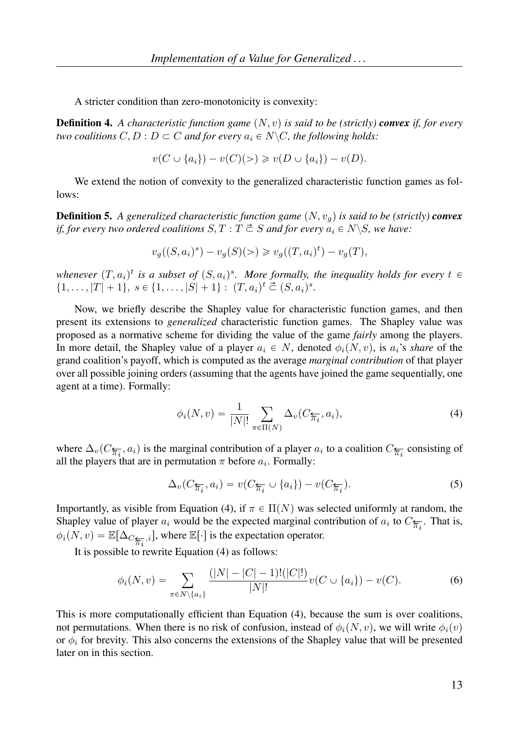A stricter condition than zero-monotonicity is convexity:

**Definition 4.** *A characteristic function game $(N, v)$ is said to be (strictly)* ***convex*** *if, for every two coalitions $C, D : D \subset C$ and for every $a_i \in N \backslash C$, the following holds:*

$$v(C \cup \{a_i\}) - v(C)(>) \geqslant v(D \cup \{a_i\}) - v(D).$$

We extend the notion of convexity to the generalized characteristic function games as follows:

**Definition 5.** *A generalized characteristic function game $(N, v_g)$ is said to be (strictly)* ***convex*** *if, for every two ordered coalitions $S, T : T \overset{\rightarrow}{\subset} S$ and for every $a_i \in N \backslash S$, we have:*

$$v_g((S, a_i)^s) - v_g(S)(>) \geqslant v_g((T, a_i)^t) - v_g(T),$$

*whenever $(T, a_i)^t$ is a subset of $(S, a_i)^s$. More formally, the inequality holds for every $t \in \{1, \ldots, |T| + 1\},\ s \in \{1, \ldots, |S| + 1\} : (T, a_i)^t \overset{\rightarrow}{\subset} (S, a_i)^s$.*

Now, we briefly describe the Shapley value for characteristic function games, and then present its extensions to *generalized* characteristic function games. The Shapley value was proposed as a normative scheme for dividing the value of the game *fairly* among the players. In more detail, the Shapley value of a player $a_i \in N$, denoted $\phi_i(N, v)$, is $a_i$'s *share* of the grand coalition's payoff, which is computed as the average *marginal contribution* of that player over all possible joining orders (assuming that the agents have joined the game sequentially, one agent at a time). Formally:

$$\phi_i(N, v) = \frac{1}{|N|!} \sum_{\pi \in \Pi(N)} \Delta_v(C_{\overleftarrow{\pi_i}}, a_i), \tag{4}$$

where $\Delta_v(C_{\overleftarrow{\pi_i}}, a_i)$ is the marginal contribution of a player $a_i$ to a coalition $C_{\overleftarrow{\pi_i}}$ consisting of all the players that are in permutation $\pi$ before $a_i$. Formally:

$$\Delta_v(C_{\overleftarrow{\pi_i}}, a_i) = v(C_{\overleftarrow{\pi_i}} \cup \{a_i\}) - v(C_{\overleftarrow{\pi_i}}). \tag{5}$$

Importantly, as visible from Equation (4), if $\pi \in \Pi(N)$ was selected uniformly at random, the Shapley value of player $a_i$ would be the expected marginal contribution of $a_i$ to $C_{\overleftarrow{\pi_i}}$. That is, $\phi_i(N, v) = \mathbb{E}[\Delta_{C_{\overleftarrow{\pi_i}}, i}]$, where $\mathbb{E}[\cdot]$ is the expectation operator.

It is possible to rewrite Equation (4) as follows:

$$\phi_i(N, v) = \sum_{\pi \in N \backslash \{a_i\}} \frac{(|N| - |C| - 1)!(|C|!)}{|N|!} v(C \cup \{a_i\}) - v(C). \tag{6}$$

This is more computationally efficient than Equation (4), because the sum is over coalitions, not permutations. When there is no risk of confusion, instead of $\phi_i(N, v)$, we will write $\phi_i(v)$ or $\phi_i$ for brevity. This also concerns the extensions of the Shapley value that will be presented later on in this section.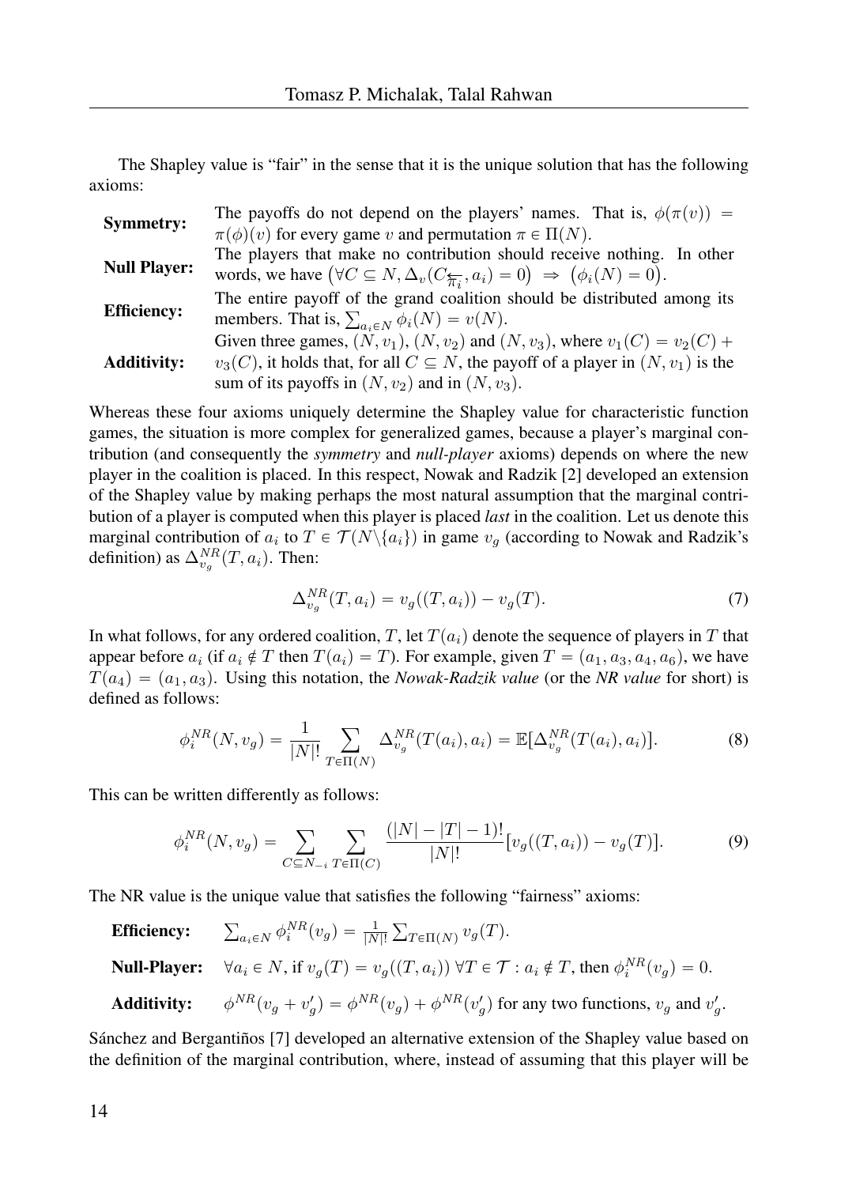The Shapley value is "fair" in the sense that it is the unique solution that has the following axioms:

**Symmetry:** The payoffs do not depend on the players' names. That is, $\phi(\pi(v)) = \pi(\phi)(v)$ for every game $v$ and permutation $\pi \in \Pi(N)$.

**Null Player:** The players that make no contribution should receive nothing. In other words, we have $\left(\forall C \subseteq N, \Delta_v(C_{\overleftarrow{\pi_i}}, a_i) = 0\right) \Rightarrow \left(\phi_i(N) = 0\right)$.

**Efficiency:** The entire payoff of the grand coalition should be distributed among its members. That is, $\sum_{a_i \in N} \phi_i(N) = v(N)$.

**Additivity:** Given three games, $(N, v_1)$, $(N, v_2)$ and $(N, v_3)$, where $v_1(C) = v_2(C) + v_3(C)$, it holds that, for all $C \subseteq N$, the payoff of a player in $(N, v_1)$ is the sum of its payoffs in $(N, v_2)$ and in $(N, v_3)$.

Whereas these four axioms uniquely determine the Shapley value for characteristic function games, the situation is more complex for generalized games, because a player's marginal contribution (and consequently the *symmetry* and *null-player* axioms) depends on where the new player in the coalition is placed. In this respect, Nowak and Radzik [2] developed an extension of the Shapley value by making perhaps the most natural assumption that the marginal contribution of a player is computed when this player is placed *last* in the coalition. Let us denote this marginal contribution of $a_i$ to $T \in \mathcal{T}(N \backslash \{a_i\})$ in game $v_g$ (according to Nowak and Radzik's definition) as $\Delta_{v_g}^{NR}(T, a_i)$. Then:

$$\Delta_{v_g}^{NR}(T, a_i) = v_g((T, a_i)) - v_g(T). \tag{7}$$

In what follows, for any ordered coalition, $T$, let $T(a_i)$ denote the sequence of players in $T$ that appear before $a_i$ (if $a_i \notin T$ then $T(a_i) = T$). For example, given $T = (a_1, a_3, a_4, a_6)$, we have $T(a_4) = (a_1, a_3)$. Using this notation, the *Nowak-Radzik value* (or the *NR value* for short) is defined as follows:

$$\phi_i^{NR}(N, v_g) = \frac{1}{|N|!} \sum_{T \in \Pi(N)} \Delta_{v_g}^{NR}(T(a_i), a_i) = \mathbb{E}[\Delta_{v_g}^{NR}(T(a_i), a_i)]. \tag{8}$$

This can be written differently as follows:

$$\phi_i^{NR}(N, v_g) = \sum_{C \subseteq N_{-i}} \sum_{T \in \Pi(C)} \frac{(|N| - |T| - 1)!}{|N|!} [v_g((T, a_i)) - v_g(T)]. \tag{9}$$

The NR value is the unique value that satisfies the following "fairness" axioms:

**Efficiency:** $\sum_{a_i \in N} \phi_i^{NR}(v_g) = \frac{1}{|N|!} \sum_{T \in \Pi(N)} v_g(T)$.

**Null-Player:** $\forall a_i \in N$, if $v_g(T) = v_g((T, a_i))\ \forall T \in \mathcal{T} : a_i \notin T$, then $\phi_i^{NR}(v_g) = 0$.

**Additivity:** $\phi^{NR}(v_g + v_g') = \phi^{NR}(v_g) + \phi^{NR}(v_g')$ for any two functions, $v_g$ and $v_g'$.

Sánchez and Bergantiños [7] developed an alternative extension of the Shapley value based on the definition of the marginal contribution, where, instead of assuming that this player will be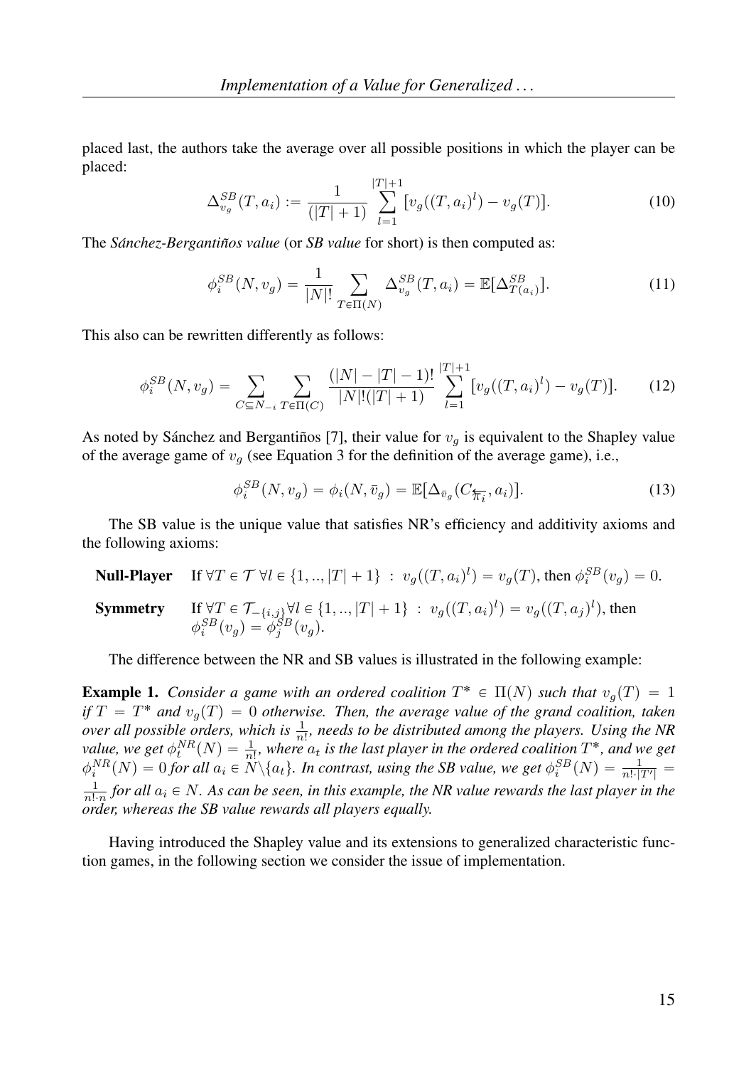placed last, the authors take the average over all possible positions in which the player can be placed:

$$\Delta^{SB}_{v_g}(T, a_i) := \frac{1}{(|T|+1)} \sum_{l=1}^{|T|+1} [v_g((T, a_i)^l) - v_g(T)]. \tag{10}$$

The *Sánchez-Bergantiños value* (or *SB value* for short) is then computed as:

$$\phi^{SB}_i(N, v_g) = \frac{1}{|N|!} \sum_{T \in \Pi(N)} \Delta^{SB}_{v_g}(T, a_i) = \mathbb{E}[\Delta^{SB}_{T(a_i)}]. \tag{11}$$

This also can be rewritten differently as follows:

$$\phi^{SB}_i(N, v_g) = \sum_{C \subseteq N_{-i}} \sum_{T \in \Pi(C)} \frac{(|N| - |T| - 1)!}{|N|!(|T|+1)} \sum_{l=1}^{|T|+1} [v_g((T, a_i)^l) - v_g(T)]. \tag{12}$$

As noted by Sánchez and Bergantiños [7], their value for $v_g$ is equivalent to the Shapley value of the average game of $v_g$ (see Equation 3 for the definition of the average game), i.e.,

$$\phi^{SB}_i(N, v_g) = \phi_i(N, \bar{v}_g) = \mathbb{E}[\Delta_{\bar{v}_g}(C_{\overleftarrow{\pi_i}}, a_i)]. \tag{13}$$

The SB value is the unique value that satisfies NR's efficiency and additivity axioms and the following axioms:

**Null-Player** If $\forall T \in \mathcal{T}\ \forall l \in \{1, .., |T|+1\}\ :\ v_g((T, a_i)^l) = v_g(T)$, then $\phi^{SB}_i(v_g) = 0$.

**Symmetry** If $\forall T \in \mathcal{T}_{-\{i,j\}} \forall l \in \{1, .., |T|+1\}\ :\ v_g((T, a_i)^l) = v_g((T, a_j)^l)$, then $\phi^{SB}_i(v_g) = \phi^{SB}_j(v_g)$.

The difference between the NR and SB values is illustrated in the following example:

**Example 1.** *Consider a game with an ordered coalition $T^* \in \Pi(N)$ such that $v_g(T) = 1$ if $T = T^*$ and $v_g(T) = 0$ otherwise. Then, the average value of the grand coalition, taken over all possible orders, which is $\frac{1}{n!}$, needs to be distributed among the players. Using the NR value, we get $\phi^{NR}_t(N) = \frac{1}{n!}$, where $a_t$ is the last player in the ordered coalition $T^*$, and we get $\phi^{NR}_i(N) = 0$ for all $a_i \in N \backslash \{a_t\}$. In contrast, using the SB value, we get $\phi^{SB}_i(N) = \frac{1}{n! \cdot |T'|} = \frac{1}{n! \cdot n}$ for all $a_i \in N$. As can be seen, in this example, the NR value rewards the last player in the order, whereas the SB value rewards all players equally.*

Having introduced the Shapley value and its extensions to generalized characteristic function games, in the following section we consider the issue of implementation.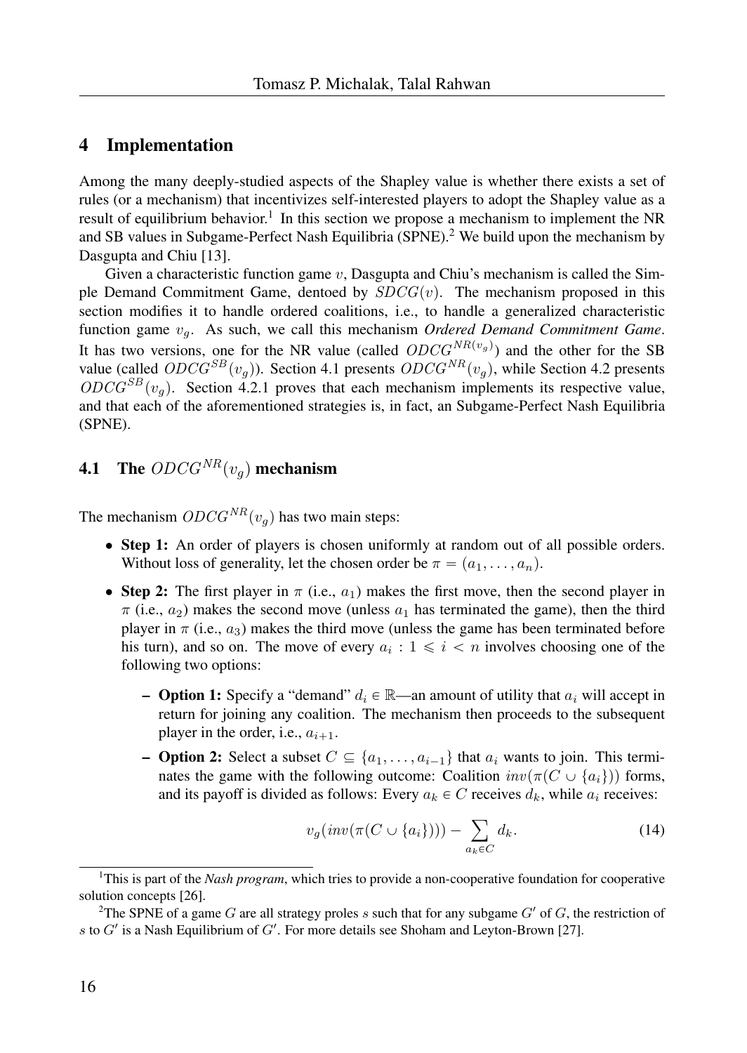## 4 Implementation

Among the many deeply-studied aspects of the Shapley value is whether there exists a set of rules (or a mechanism) that incentivizes self-interested players to adopt the Shapley value as a result of equilibrium behavior.[1] In this section we propose a mechanism to implement the NR and SB values in Subgame-Perfect Nash Equilibria (SPNE).[2] We build upon the mechanism by Dasgupta and Chiu [13].

Given a characteristic function game $v$, Dasgupta and Chiu's mechanism is called the Simple Demand Commitment Game, dentoed by $SDCG(v)$. The mechanism proposed in this section modifies it to handle ordered coalitions, i.e., to handle a generalized characteristic function game $v_g$. As such, we call this mechanism ***Ordered Demand Commitment Game***. It has two versions, one for the NR value (called $ODCG^{NR(v_g)}$) and the other for the SB value (called $ODCG^{SB}(v_g)$). Section 4.1 presents $ODCG^{NR}(v_g)$, while Section 4.2 presents $ODCG^{SB}(v_g)$. Section 4.2.1 proves that each mechanism implements its respective value, and that each of the aforementioned strategies is, in fact, an Subgame-Perfect Nash Equilibria (SPNE).

### 4.1 The $ODCG^{NR}(v_g)$ mechanism

The mechanism $ODCG^{NR}(v_g)$ has two main steps:

- **Step 1:** An order of players is chosen uniformly at random out of all possible orders. Without loss of generality, let the chosen order be $\pi = (a_1, \ldots, a_n)$.
- **Step 2:** The first player in $\pi$ (i.e., $a_1$) makes the first move, then the second player in $\pi$ (i.e., $a_2$) makes the second move (unless $a_1$ has terminated the game), then the third player in $\pi$ (i.e., $a_3$) makes the third move (unless the game has been terminated before his turn), and so on. The move of every $a_i : 1 \leqslant i < n$ involves choosing one of the following two options:
  - **Option 1:** Specify a "demand" $d_i \in \mathbb{R}$—an amount of utility that $a_i$ will accept in return for joining any coalition. The mechanism then proceeds to the subsequent player in the order, i.e., $a_{i+1}$.
  - **Option 2:** Select a subset $C \subseteq \{a_1, \ldots, a_{i-1}\}$ that $a_i$ wants to join. This terminates the game with the following outcome: Coalition $inv(\pi(C \cup \{a_i\}))$ forms, and its payoff is divided as follows: Every $a_k \in C$ receives $d_k$, while $a_i$ receives:

$$v_g(inv(\pi(C \cup \{a_i\}))) - \sum_{a_k \in C} d_k. \tag{14}$$

[1] This is part of the *Nash program*, which tries to provide a non-cooperative foundation for cooperative solution concepts [26].

[2] The SPNE of a game $G$ are all strategy proles $s$ such that for any subgame $G'$ of $G$, the restriction of $s$ to $G'$ is a Nash Equilibrium of $G'$. For more details see Shoham and Leyton-Brown [27].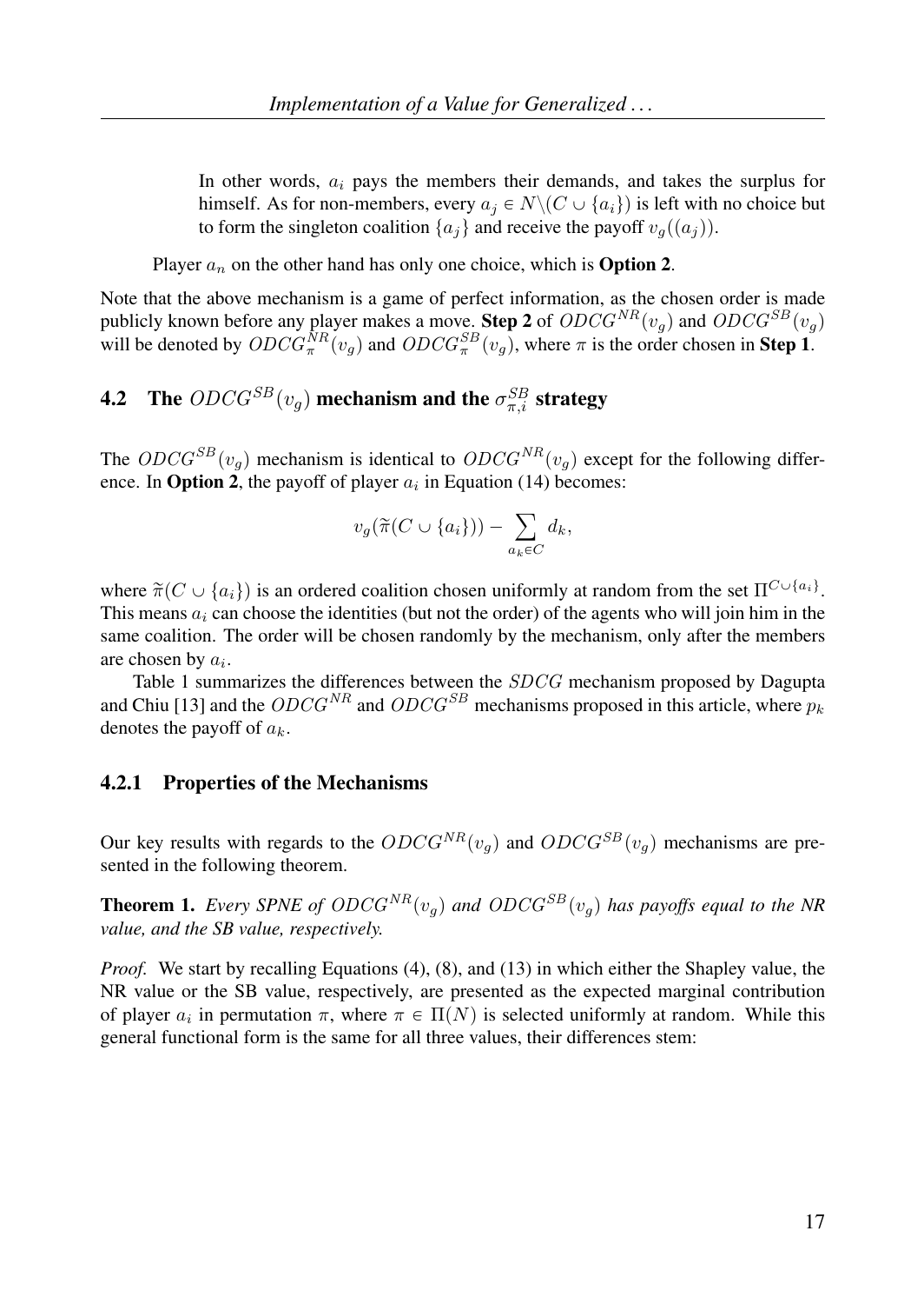In other words, $a_i$ pays the members their demands, and takes the surplus for himself. As for non-members, every $a_j \in N \backslash (C \cup \{a_i\})$ is left with no choice but to form the singleton coalition $\{a_j\}$ and receive the payoff $v_g((a_j))$.

Player $a_n$ on the other hand has only one choice, which is **Option 2**.

Note that the above mechanism is a game of perfect information, as the chosen order is made publicly known before any player makes a move. **Step 2** of $ODCG^{NR}(v_g)$ and $ODCG^{SB}(v_g)$ will be denoted by $ODCG^{NR}_{\pi}(v_g)$ and $ODCG^{SB}_{\pi}(v_g)$, where $\pi$ is the order chosen in **Step 1**.

## 4.2 The $ODCG^{SB}(v_g)$ mechanism and the $\sigma^{SB}_{\pi,i}$ strategy

The $ODCG^{SB}(v_g)$ mechanism is identical to $ODCG^{NR}(v_g)$ except for the following difference. In **Option 2**, the payoff of player $a_i$ in Equation (14) becomes:

$$v_g(\widetilde{\pi}(C \cup \{a_i\})) - \sum_{a_k \in C} d_k,$$

where $\widetilde{\pi}(C \cup \{a_i\})$ is an ordered coalition chosen uniformly at random from the set $\Pi^{C \cup \{a_i\}}$. This means $a_i$ can choose the identities (but not the order) of the agents who will join him in the same coalition. The order will be chosen randomly by the mechanism, only after the members are chosen by $a_i$.

Table 1 summarizes the differences between the $SDCG$ mechanism proposed by Dagupta and Chiu [13] and the $ODCG^{NR}$ and $ODCG^{SB}$ mechanisms proposed in this article, where $p_k$ denotes the payoff of $a_k$.

### 4.2.1 Properties of the Mechanisms

Our key results with regards to the $ODCG^{NR}(v_g)$ and $ODCG^{SB}(v_g)$ mechanisms are presented in the following theorem.

**Theorem 1.** *Every SPNE of $ODCG^{NR}(v_g)$ and $ODCG^{SB}(v_g)$ has payoffs equal to the NR value, and the SB value, respectively.*

*Proof.* We start by recalling Equations (4), (8), and (13) in which either the Shapley value, the NR value or the SB value, respectively, are presented as the expected marginal contribution of player $a_i$ in permutation $\pi$, where $\pi \in \Pi(N)$ is selected uniformly at random. While this general functional form is the same for all three values, their differences stem: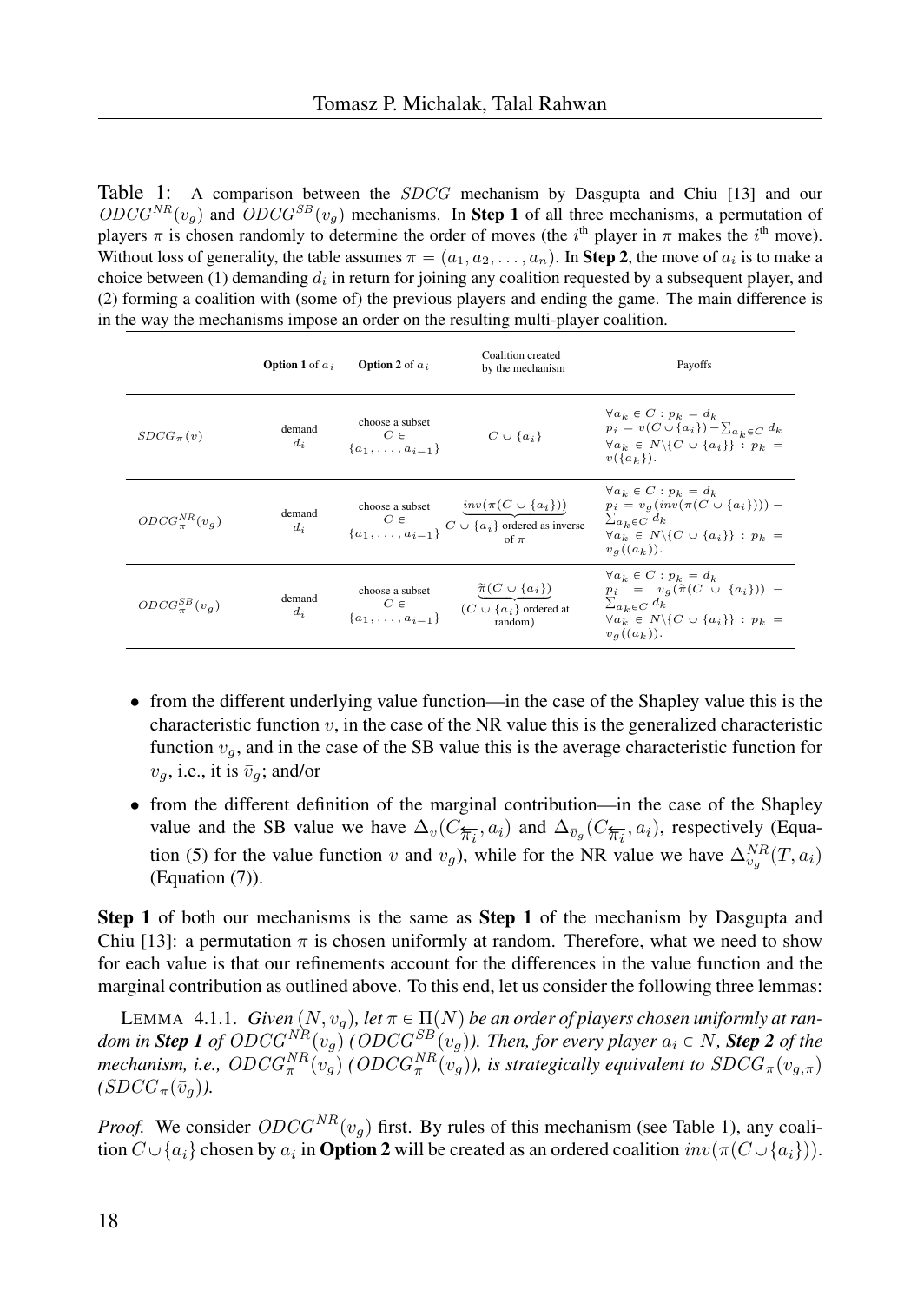Table 1: A comparison between the $SDCG$ mechanism by Dasgupta and Chiu [13] and our $ODCG^{NR}(v_g)$ and $ODCG^{SB}(v_g)$ mechanisms. In **Step 1** of all three mechanisms, a permutation of players $\pi$ is chosen randomly to determine the order of moves (the $i^{\text{th}}$ player in $\pi$ makes the $i^{\text{th}}$ move). Without loss of generality, the table assumes $\pi = (a_1, a_2, \ldots, a_n)$. In **Step 2**, the move of $a_i$ is to make a choice between (1) demanding $d_i$ in return for joining any coalition requested by a subsequent player, and (2) forming a coalition with (some of) the previous players and ending the game. The main difference is in the way the mechanisms impose an order on the resulting multi-player coalition.

| | **Option 1** of $a_i$ | **Option 2** of $a_i$ | Coalition created by the mechanism | Payoffs |
|---|---|---|---|---|
| $SDCG_\pi(v)$ | demand $d_i$ | choose a subset $C \in \{a_1, \ldots, a_{i-1}\}$ | $C \cup \{a_i\}$ | $\forall a_k \in C : p_k = d_k$ $p_i = v(C \cup \{a_i\}) - \sum_{a_k \in C} d_k$ $\forall a_k \in N \setminus \{C \cup \{a_i\}\} : p_k = v(\{a_k\})$. |
| $ODCG^{NR}_\pi(v_g)$ | demand $d_i$ | choose a subset $C \in \{a_1, \ldots, a_{i-1}\}$ | $\underbrace{inv(\pi(C \cup \{a_i\}))}_{C \cup \{a_i\} \text{ ordered as inverse of } \pi}$ | $\forall a_k \in C : p_k = d_k$ $p_i = v_g(inv(\pi(C \cup \{a_i\}))) - \sum_{a_k \in C} d_k$ $\forall a_k \in N \setminus \{C \cup \{a_i\}\} : p_k = v_g((a_k))$. |
| $ODCG^{SB}_\pi(v_g)$ | demand $d_i$ | choose a subset $C \in \{a_1, \ldots, a_{i-1}\}$ | $\underbrace{\tilde{\pi}(C \cup \{a_i\})}_{(C \cup \{a_i\} \text{ ordered at random})}$ | $\forall a_k \in C : p_k = d_k$ $p_i = v_g(\tilde{\pi}(C \cup \{a_i\})) - \sum_{a_k \in C} d_k$ $\forall a_k \in N \setminus \{C \cup \{a_i\}\} : p_k = v_g((a_k))$. |

- from the different underlying value function—in the case of the Shapley value this is the characteristic function $v$, in the case of the NR value this is the generalized characteristic function $v_g$, and in the case of the SB value this is the average characteristic function for $v_g$, i.e., it is $\bar{v}_g$; and/or
- from the different definition of the marginal contribution—in the case of the Shapley value and the SB value we have $\Delta_v(C_{\overleftarrow{\pi_i}}, a_i)$ and $\Delta_{\bar{v}_g}(C_{\overleftarrow{\pi_i}}, a_i)$, respectively (Equation (5) for the value function $v$ and $\bar{v}_g$), while for the NR value we have $\Delta^{NR}_{v_g}(T, a_i)$ (Equation (7)).

**Step 1** of both our mechanisms is the same as **Step 1** of the mechanism by Dasgupta and Chiu [13]: a permutation $\pi$ is chosen uniformly at random. Therefore, what we need to show for each value is that our refinements account for the differences in the value function and the marginal contribution as outlined above. To this end, let us consider the following three lemmas:

LEMMA 4.1.1. *Given $(N, v_g)$, let $\pi \in \Pi(N)$ be an order of players chosen uniformly at random in **Step 1** of $ODCG^{NR}(v_g)$ ($ODCG^{SB}(v_g)$). Then, for every player $a_i \in N$, **Step 2** of the mechanism, i.e., $ODCG^{NR}_\pi(v_g)$ ($ODCG^{NR}_\pi(v_g)$), is strategically equivalent to $SDCG_\pi(v_{g,\pi})$ ($SDCG_\pi(\bar{v}_g)$).*

*Proof.* We consider $ODCG^{NR}(v_g)$ first. By rules of this mechanism (see Table 1), any coalition $C \cup \{a_i\}$ chosen by $a_i$ in **Option 2** will be created as an ordered coalition $inv(\pi(C \cup \{a_i\}))$.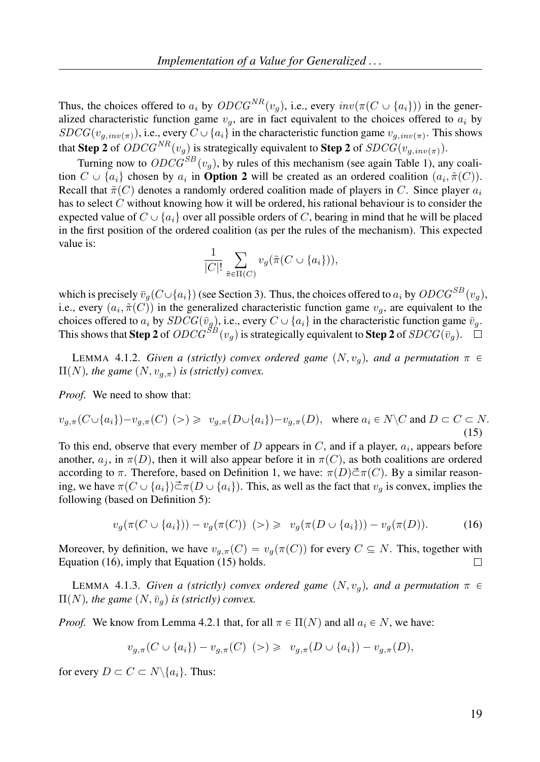Thus, the choices offered to $a_i$ by $ODCG^{NR}(v_g)$, i.e., every $inv(\pi(C \cup \{a_i\}))$ in the generalized characteristic function game $v_g$, are in fact equivalent to the choices offered to $a_i$ by $SDCG(v_{g,inv(\pi)})$, i.e., every $C \cup \{a_i\}$ in the characteristic function game $v_{g,inv(\pi)}$. This shows that **Step 2** of $ODCG^{NR}(v_g)$ is strategically equivalent to **Step 2** of $SDCG(v_{g,inv(\pi)})$.

Turning now to $ODCG^{SB}(v_g)$, by rules of this mechanism (see again Table 1), any coalition $C \cup \{a_i\}$ chosen by $a_i$ in **Option 2** will be created as an ordered coalition $(a_i, \tilde{\pi}(C))$. Recall that $\tilde{\pi}(C)$ denotes a randomly ordered coalition made of players in $C$. Since player $a_i$ has to select $C$ without knowing how it will be ordered, his rational behaviour is to consider the expected value of $C \cup \{a_i\}$ over all possible orders of $C$, bearing in mind that he will be placed in the first position of the ordered coalition (as per the rules of the mechanism). This expected value is:

$$\frac{1}{|C|!} \sum_{\tilde{\pi} \in \Pi(C)} v_g(\tilde{\pi}(C \cup \{a_i\})),$$

which is precisely $\bar{v}_g(C \cup \{a_i\})$ (see Section 3). Thus, the choices offered to $a_i$ by $ODCG^{SB}(v_g)$, i.e., every $(a_i, \tilde{\pi}(C))$ in the generalized characteristic function game $v_g$, are equivalent to the choices offered to $a_i$ by $SDCG(\bar{v}_g)$, i.e., every $C \cup \{a_i\}$ in the characteristic function game $\bar{v}_g$. This shows that **Step 2** of $ODCG^{SB}(v_g)$ is strategically equivalent to **Step 2** of $SDCG(\bar{v}_g)$. $\square$

LEMMA 4.1.2. *Given a (strictly) convex ordered game $(N, v_g)$, and a permutation $\pi \in \Pi(N)$, the game $(N, v_{g,\pi})$ is (strictly) convex.*

*Proof.* We need to show that:

$$v_{g,\pi}(C \cup \{a_i\}) - v_{g,\pi}(C) \ (>) \geqslant \ v_{g,\pi}(D \cup \{a_i\}) - v_{g,\pi}(D), \quad \text{where } a_i \in N \backslash C \text{ and } D \subset C \subset N. \tag{15}$$

To this end, observe that every member of $D$ appears in $C$, and if a player, $a_i$, appears before another, $a_j$, in $\pi(D)$, then it will also appear before it in $\pi(C)$, as both coalitions are ordered according to $\pi$. Therefore, based on Definition 1, we have: $\pi(D) \vec{\subset} \pi(C)$. By a similar reasoning, we have $\pi(C \cup \{a_i\}) \vec{\subset} \pi(D \cup \{a_i\})$. This, as well as the fact that $v_g$ is convex, implies the following (based on Definition 5):

$$v_g(\pi(C \cup \{a_i\})) - v_g(\pi(C)) \ (>) \geqslant \ v_g(\pi(D \cup \{a_i\})) - v_g(\pi(D)). \tag{16}$$

Moreover, by definition, we have $v_{g,\pi}(C) = v_g(\pi(C))$ for every $C \subseteq N$. This, together with Equation (16), imply that Equation (15) holds. $\square$

LEMMA 4.1.3. *Given a (strictly) convex ordered game $(N, v_g)$, and a permutation $\pi \in \Pi(N)$, the game $(N, \bar{v}_g)$ is (strictly) convex.*

*Proof.* We know from Lemma 4.2.1 that, for all $\pi \in \Pi(N)$ and all $a_i \in N$, we have:

$$v_{g,\pi}(C \cup \{a_i\}) - v_{g,\pi}(C) \ (>) \geqslant \ v_{g,\pi}(D \cup \{a_i\}) - v_{g,\pi}(D),$$

for every $D \subset C \subset N \backslash \{a_i\}$. Thus: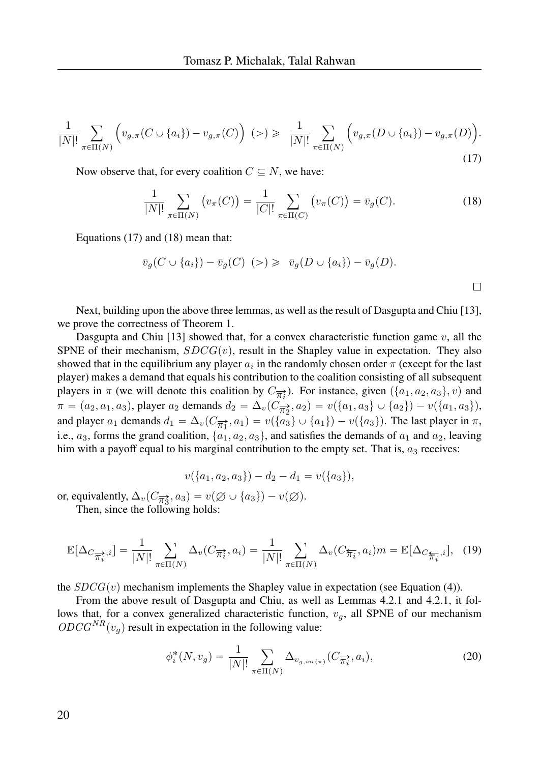$$\frac{1}{|N|!} \sum_{\pi \in \Pi(N)} \Big( v_{g,\pi}(C \cup \{a_i\}) - v_{g,\pi}(C) \Big) \ (>) \geqslant \ \frac{1}{|N|!} \sum_{\pi \in \Pi(N)} \Big( v_{g,\pi}(D \cup \{a_i\}) - v_{g,\pi}(D) \Big). \tag{17}$$

Now observe that, for every coalition $C \subseteq N$, we have:

$$\frac{1}{|N|!} \sum_{\pi \in \Pi(N)} \big( v_\pi(C) \big) = \frac{1}{|C|!} \sum_{\pi \in \Pi(C)} \big( v_\pi(C) \big) = \bar{v}_g(C). \tag{18}$$

Equations (17) and (18) mean that:

$$\bar{v}_g(C \cup \{a_i\}) - \bar{v}_g(C) \ (>) \geqslant \ \bar{v}_g(D \cup \{a_i\}) - \bar{v}_g(D).$$

□

Next, building upon the above three lemmas, as well as the result of Dasgupta and Chiu [13], we prove the correctness of Theorem 1.

Dasgupta and Chiu [13] showed that, for a convex characteristic function game $v$, all the SPNE of their mechanism, $SDCG(v)$, result in the Shapley value in expectation. They also showed that in the equilibrium any player $a_i$ in the randomly chosen order $\pi$ (except for the last player) makes a demand that equals his contribution to the coalition consisting of all subsequent players in $\pi$ (we will denote this coalition by $C_{\overrightarrow{\pi_i}}$). For instance, given $(\{a_1, a_2, a_3\}, v)$ and $\pi = (a_2, a_1, a_3)$, player $a_2$ demands $d_2 = \Delta_v(C_{\overrightarrow{\pi_2}}, a_2) = v(\{a_1, a_3\} \cup \{a_2\}) - v(\{a_1, a_3\})$, and player $a_1$ demands $d_1 = \Delta_v(C_{\overrightarrow{\pi_1}}, a_1) = v(\{a_3\} \cup \{a_1\}) - v(\{a_3\})$. The last player in $\pi$, i.e., $a_3$, forms the grand coalition, $\{a_1, a_2, a_3\}$, and satisfies the demands of $a_1$ and $a_2$, leaving him with a payoff equal to his marginal contribution to the empty set. That is, $a_3$ receives:

$$v(\{a_1, a_2, a_3\}) - d_2 - d_1 = v(\{a_3\}),$$

or, equivalently, $\Delta_v(C_{\overrightarrow{\pi_3}}, a_3) = v(\varnothing \cup \{a_3\}) - v(\varnothing)$.

Then, since the following holds:

$$\mathbb{E}[\Delta_{C_{\overrightarrow{\pi_i}}, i}] = \frac{1}{|N|!} \sum_{\pi \in \Pi(N)} \Delta_v(C_{\overrightarrow{\pi_i}}, a_i) = \frac{1}{|N|!} \sum_{\pi \in \Pi(N)} \Delta_v(C_{\overleftarrow{\pi_i}}, a_i) m = \mathbb{E}[\Delta_{C_{\overleftarrow{\pi_i}}, i}], \tag{19}$$

the $SDCG(v)$ mechanism implements the Shapley value in expectation (see Equation (4)).

From the above result of Dasgupta and Chiu, as well as Lemmas 4.2.1 and 4.2.1, it follows that, for a convex generalized characteristic function, $v_g$, all SPNE of our mechanism $ODCG^{NR}(v_g)$ result in expectation in the following value:

$$\phi_i^*(N, v_g) = \frac{1}{|N|!} \sum_{\pi \in \Pi(N)} \Delta_{v_{g,inv(\pi)}}(C_{\overrightarrow{\pi_i}}, a_i), \tag{20}$$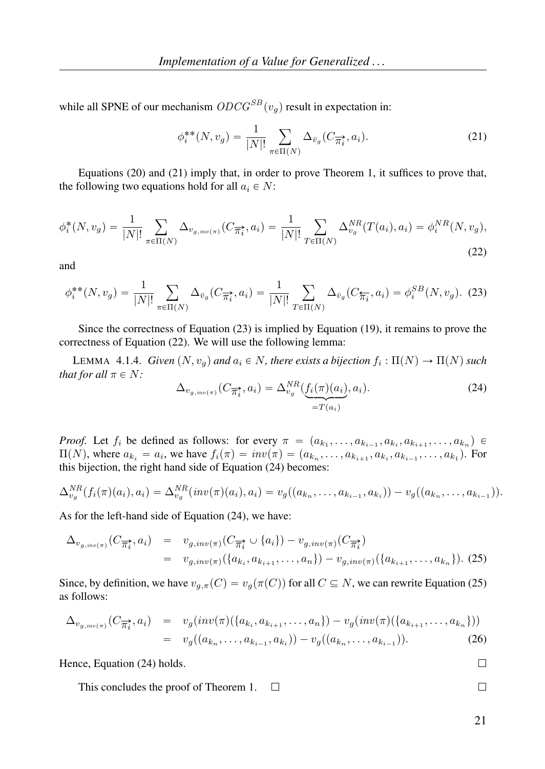while all SPNE of our mechanism $ODCG^{SB}(v_g)$ result in expectation in:

$$\phi_i^{**}(N, v_g) = \frac{1}{|N|!} \sum_{\pi \in \Pi(N)} \Delta_{\bar{v}_g}(C_{\overrightarrow{\pi_i}}, a_i). \tag{21}$$

Equations (20) and (21) imply that, in order to prove Theorem 1, it suffices to prove that, the following two equations hold for all $a_i \in N$:

$$\phi_i^{*}(N, v_g) = \frac{1}{|N|!} \sum_{\pi \in \Pi(N)} \Delta_{v_{g,inv(\pi)}}(C_{\overrightarrow{\pi_i}}, a_i) = \frac{1}{|N|!} \sum_{T \in \Pi(N)} \Delta_{v_g}^{NR}(T(a_i), a_i) = \phi_i^{NR}(N, v_g), \tag{22}$$

and

$$\phi_i^{**}(N, v_g) = \frac{1}{|N|!} \sum_{\pi \in \Pi(N)} \Delta_{\bar{v}_g}(C_{\overrightarrow{\pi_i}}, a_i) = \frac{1}{|N|!} \sum_{T \in \Pi(N)} \Delta_{\bar{v}_g}(C_{\overleftarrow{\pi_i}}, a_i) = \phi_i^{SB}(N, v_g). \tag{23}$$

Since the correctness of Equation (23) is implied by Equation (19), it remains to prove the correctness of Equation (22). We will use the following lemma:

LEMMA 4.1.4. *Given $(N, v_g)$ and $a_i \in N$, there exists a bijection $f_i : \Pi(N) \to \Pi(N)$ such that for all $\pi \in N$:*

$$\Delta_{v_{g,inv(\pi)}}(C_{\overrightarrow{\pi_i}}, a_i) = \Delta_{v_g}^{NR}(\underbrace{f_i(\pi)(a_i)}_{=T(a_i)}, a_i). \tag{24}$$

*Proof.* Let $f_i$ be defined as follows: for every $\pi = (a_{k_1}, \ldots, a_{k_{i-1}}, a_{k_i}, a_{k_{i+1}}, \ldots, a_{k_n}) \in \Pi(N)$, where $a_{k_i} = a_i$, we have $f_i(\pi) = inv(\pi) = (a_{k_n}, \ldots, a_{k_{i+1}}, a_{k_i}, a_{k_{i-1}}, \ldots, a_{k_1})$. For this bijection, the right hand side of Equation (24) becomes:

$$\Delta_{v_g}^{NR}(f_i(\pi)(a_i), a_i) = \Delta_{v_g}^{NR}(inv(\pi)(a_i), a_i) = v_g((a_{k_n}, \ldots, a_{k_{i-1}}, a_{k_i})) - v_g((a_{k_n}, \ldots, a_{k_{i-1}})).$$

As for the left-hand side of Equation (24), we have:

$$\begin{aligned} \Delta_{v_{g,inv(\pi)}}(C_{\overrightarrow{\pi_i}}, a_i) &= v_{g,inv(\pi)}(C_{\overrightarrow{\pi_i}} \cup \{a_i\}) - v_{g,inv(\pi)}(C_{\overrightarrow{\pi_i}}) \\ &= v_{g,inv(\pi)}(\{a_{k_i}, a_{k_{i+1}}, \ldots, a_n\}) - v_{g,inv(\pi)}(\{a_{k_{i+1}}, \ldots, a_{k_n}\}). \end{aligned} \tag{25}$$

Since, by definition, we have $v_{g,\pi}(C) = v_g(\pi(C))$ for all $C \subseteq N$, we can rewrite Equation (25) as follows:

$$\begin{aligned} \Delta_{v_{g,inv(\pi)}}(C_{\overrightarrow{\pi_i}}, a_i) &= v_g(inv(\pi)(\{a_{k_i}, a_{k_{i+1}}, \ldots, a_n\}) - v_g(inv(\pi)(\{a_{k_{i+1}}, \ldots, a_{k_n}\})) \\ &= v_g((a_{k_n}, \ldots, a_{k_{i-1}}, a_{k_i})) - v_g((a_{k_n}, \ldots, a_{k_{i-1}})). \end{aligned} \tag{26}$$

Hence, Equation (24) holds. □

This concludes the proof of Theorem 1. □ □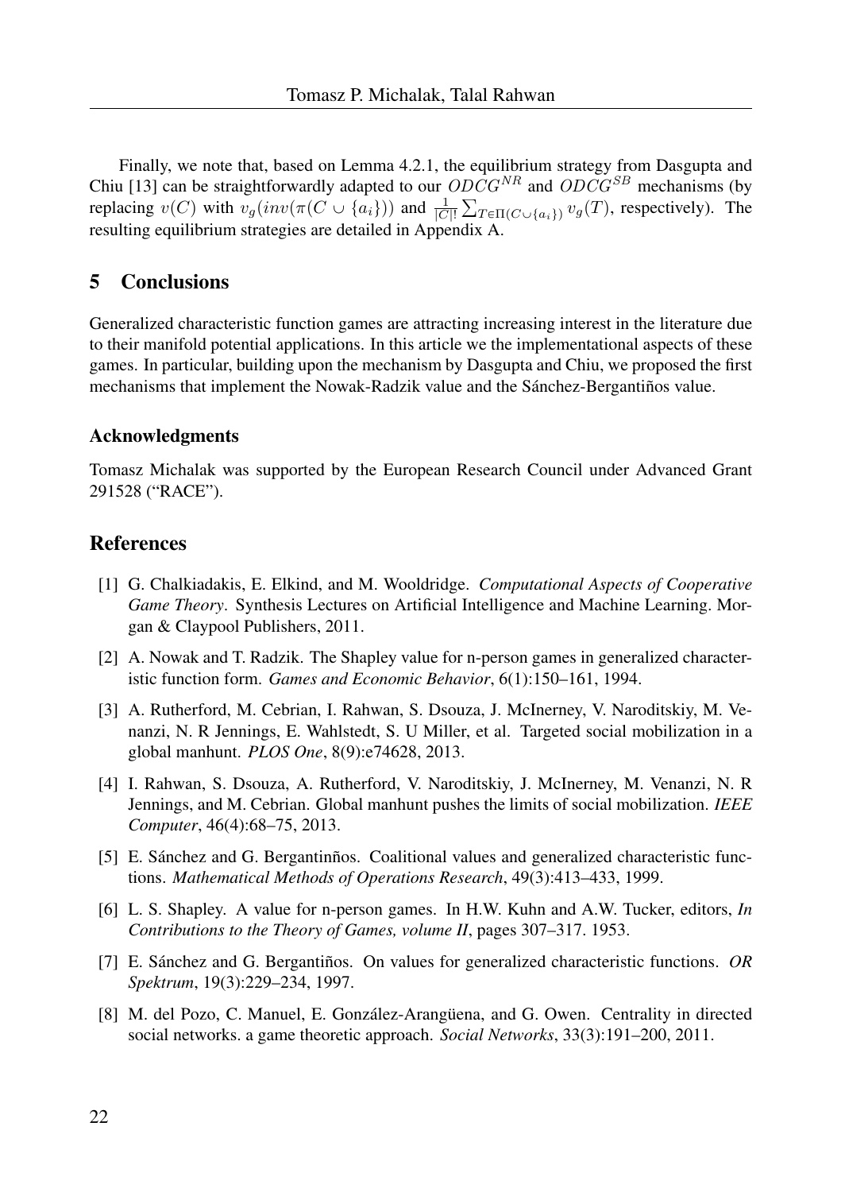Finally, we note that, based on Lemma 4.2.1, the equilibrium strategy from Dasgupta and Chiu [13] can be straightforwardly adapted to our $ODCG^{NR}$ and $ODCG^{SB}$ mechanisms (by replacing $v(C)$ with $v_g(inv(\pi(C \cup \{a_i\}))$ and $\frac{1}{|C|!}\sum_{T \in \Pi(C \cup \{a_i\})} v_g(T)$, respectively). The resulting equilibrium strategies are detailed in Appendix A.

## 5 Conclusions

Generalized characteristic function games are attracting increasing interest in the literature due to their manifold potential applications. In this article we the implementational aspects of these games. In particular, building upon the mechanism by Dasgupta and Chiu, we proposed the first mechanisms that implement the Nowak-Radzik value and the Sánchez-Bergantiños value.

### Acknowledgments

Tomasz Michalak was supported by the European Research Council under Advanced Grant 291528 ("RACE").

## References

[1] G. Chalkiadakis, E. Elkind, and M. Wooldridge. *Computational Aspects of Cooperative Game Theory*. Synthesis Lectures on Artificial Intelligence and Machine Learning. Morgan & Claypool Publishers, 2011.

[2] A. Nowak and T. Radzik. The Shapley value for n-person games in generalized characteristic function form. *Games and Economic Behavior*, 6(1):150–161, 1994.

[3] A. Rutherford, M. Cebrian, I. Rahwan, S. Dsouza, J. McInerney, V. Naroditskiy, M. Venanzi, N. R Jennings, E. Wahlstedt, S. U Miller, et al. Targeted social mobilization in a global manhunt. *PLOS One*, 8(9):e74628, 2013.

[4] I. Rahwan, S. Dsouza, A. Rutherford, V. Naroditskiy, J. McInerney, M. Venanzi, N. R Jennings, and M. Cebrian. Global manhunt pushes the limits of social mobilization. *IEEE Computer*, 46(4):68–75, 2013.

[5] E. Sánchez and G. Bergantinños. Coalitional values and generalized characteristic functions. *Mathematical Methods of Operations Research*, 49(3):413–433, 1999.

[6] L. S. Shapley. A value for n-person games. In H.W. Kuhn and A.W. Tucker, editors, *In Contributions to the Theory of Games, volume II*, pages 307–317. 1953.

[7] E. Sánchez and G. Bergantiños. On values for generalized characteristic functions. *OR Spektrum*, 19(3):229–234, 1997.

[8] M. del Pozo, C. Manuel, E. González-Arangüena, and G. Owen. Centrality in directed social networks. a game theoretic approach. *Social Networks*, 33(3):191–200, 2011.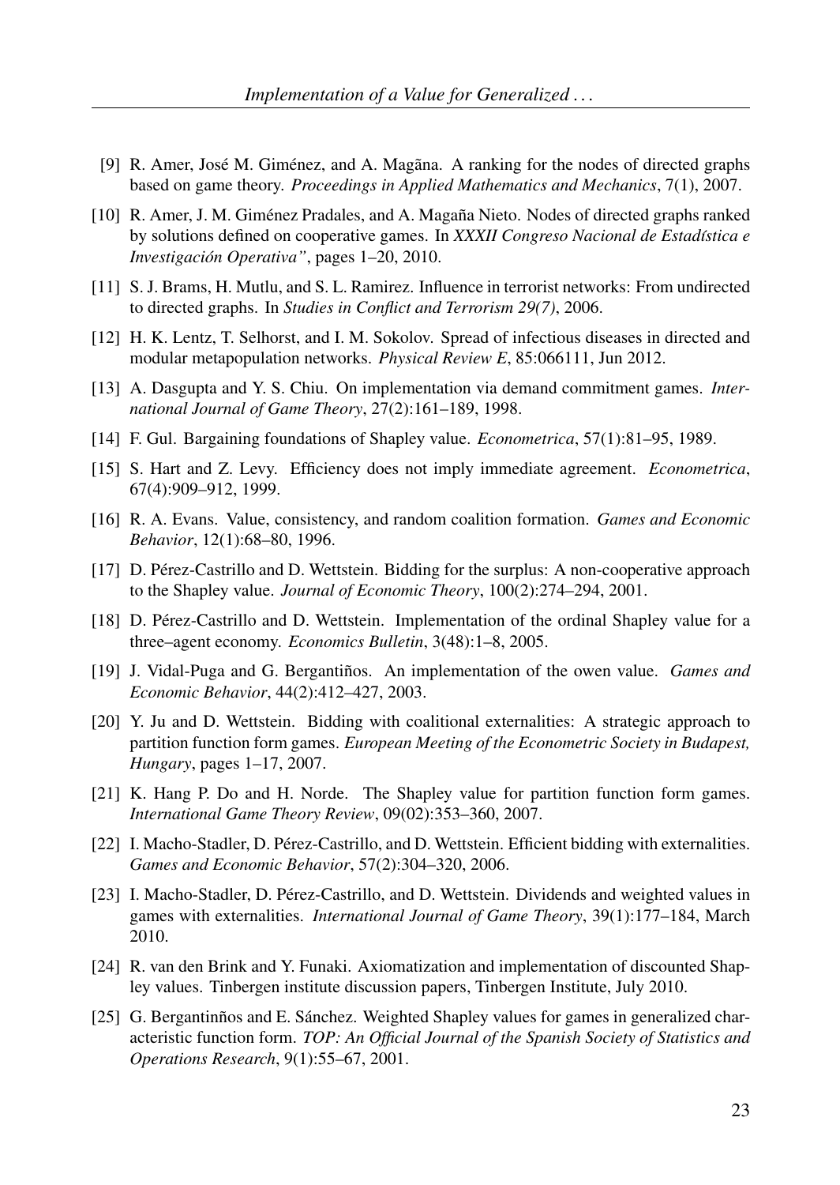[9] R. Amer, José M. Giménez, and A. Magãna. A ranking for the nodes of directed graphs based on game theory. *Proceedings in Applied Mathematics and Mechanics*, 7(1), 2007.

[10] R. Amer, J. M. Giménez Pradales, and A. Magaña Nieto. Nodes of directed graphs ranked by solutions defined on cooperative games. In *XXXII Congreso Nacional de Estadística e Investigación Operativa"*, pages 1–20, 2010.

[11] S. J. Brams, H. Mutlu, and S. L. Ramirez. Influence in terrorist networks: From undirected to directed graphs. In *Studies in Conflict and Terrorism 29(7)*, 2006.

[12] H. K. Lentz, T. Selhorst, and I. M. Sokolov. Spread of infectious diseases in directed and modular metapopulation networks. *Physical Review E*, 85:066111, Jun 2012.

[13] A. Dasgupta and Y. S. Chiu. On implementation via demand commitment games. *International Journal of Game Theory*, 27(2):161–189, 1998.

[14] F. Gul. Bargaining foundations of Shapley value. *Econometrica*, 57(1):81–95, 1989.

[15] S. Hart and Z. Levy. Efficiency does not imply immediate agreement. *Econometrica*, 67(4):909–912, 1999.

[16] R. A. Evans. Value, consistency, and random coalition formation. *Games and Economic Behavior*, 12(1):68–80, 1996.

[17] D. Pérez-Castrillo and D. Wettstein. Bidding for the surplus: A non-cooperative approach to the Shapley value. *Journal of Economic Theory*, 100(2):274–294, 2001.

[18] D. Pérez-Castrillo and D. Wettstein. Implementation of the ordinal Shapley value for a three–agent economy. *Economics Bulletin*, 3(48):1–8, 2005.

[19] J. Vidal-Puga and G. Bergantiños. An implementation of the owen value. *Games and Economic Behavior*, 44(2):412–427, 2003.

[20] Y. Ju and D. Wettstein. Bidding with coalitional externalities: A strategic approach to partition function form games. *European Meeting of the Econometric Society in Budapest, Hungary*, pages 1–17, 2007.

[21] K. Hang P. Do and H. Norde. The Shapley value for partition function form games. *International Game Theory Review*, 09(02):353–360, 2007.

[22] I. Macho-Stadler, D. Pérez-Castrillo, and D. Wettstein. Efficient bidding with externalities. *Games and Economic Behavior*, 57(2):304–320, 2006.

[23] I. Macho-Stadler, D. Pérez-Castrillo, and D. Wettstein. Dividends and weighted values in games with externalities. *International Journal of Game Theory*, 39(1):177–184, March 2010.

[24] R. van den Brink and Y. Funaki. Axiomatization and implementation of discounted Shapley values. Tinbergen institute discussion papers, Tinbergen Institute, July 2010.

[25] G. Bergantinños and E. Sánchez. Weighted Shapley values for games in generalized characteristic function form. *TOP: An Official Journal of the Spanish Society of Statistics and Operations Research*, 9(1):55–67, 2001.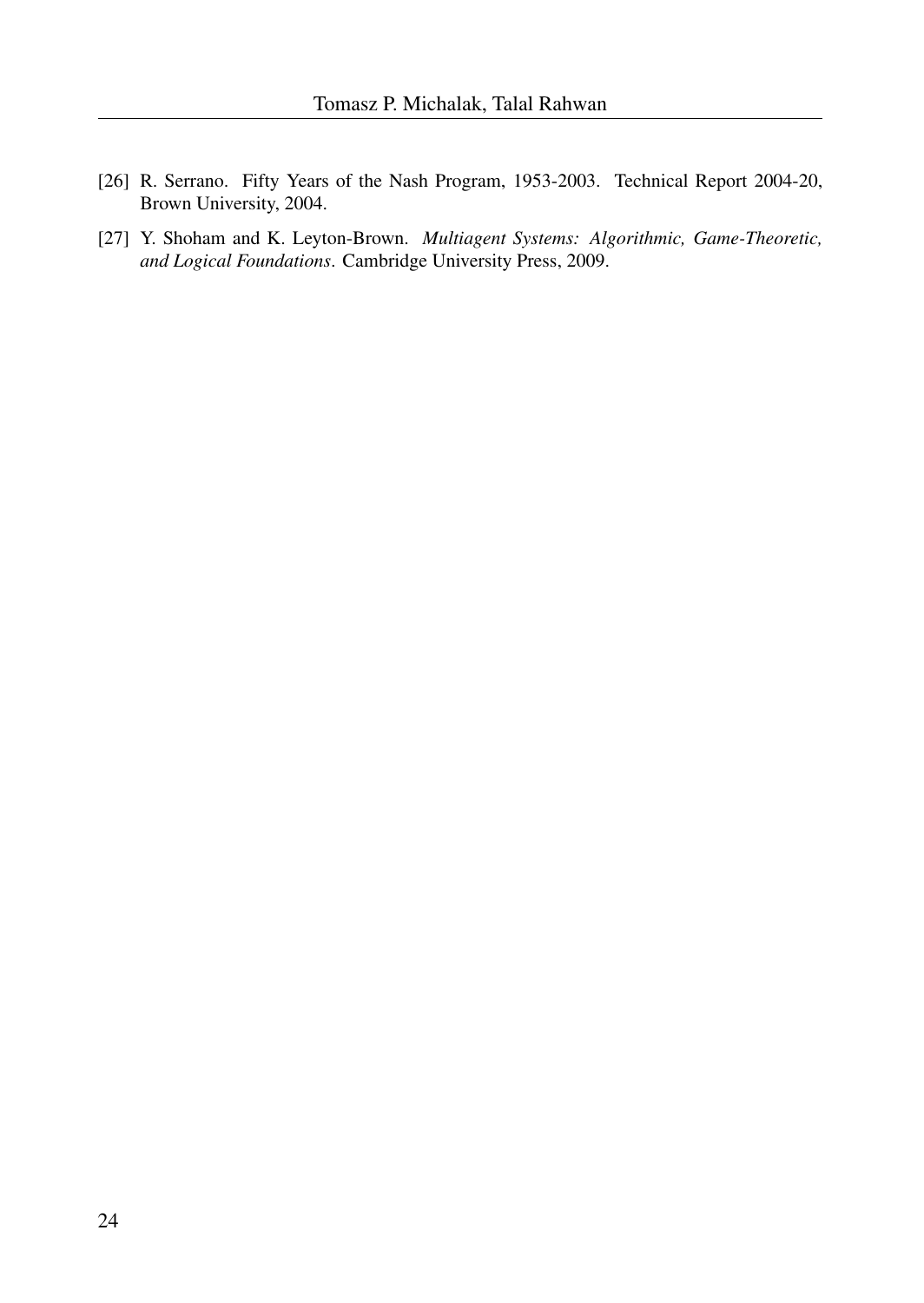[26] R. Serrano. Fifty Years of the Nash Program, 1953-2003. Technical Report 2004-20, Brown University, 2004.

[27] Y. Shoham and K. Leyton-Brown. *Multiagent Systems: Algorithmic, Game-Theoretic, and Logical Foundations*. Cambridge University Press, 2009.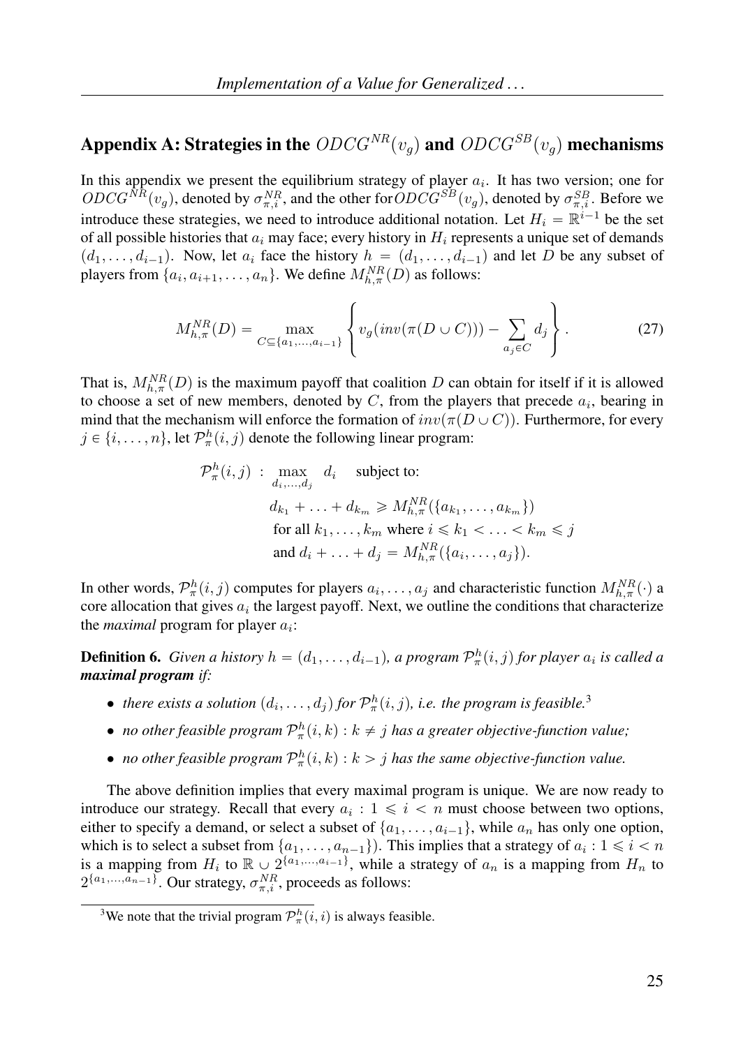## Appendix A: Strategies in the $ODCG^{NR}(v_g)$ and $ODCG^{SB}(v_g)$ mechanisms

In this appendix we present the equilibrium strategy of player $a_i$. It has two version; one for $ODCG^{NR}(v_g)$, denoted by $\sigma^{NR}_{\pi,i}$, and the other for$ODCG^{SB}(v_g)$, denoted by $\sigma^{SB}_{\pi,i}$. Before we introduce these strategies, we need to introduce additional notation. Let $H_i = \mathbb{R}^{i-1}$ be the set of all possible histories that $a_i$ may face; every history in $H_i$ represents a unique set of demands $(d_1, \ldots, d_{i-1})$. Now, let $a_i$ face the history $h = (d_1, \ldots, d_{i-1})$ and let $D$ be any subset of players from $\{a_i, a_{i+1}, \ldots, a_n\}$. We define $M^{NR}_{h,\pi}(D)$ as follows:

$$M^{NR}_{h,\pi}(D) = \max_{C \subseteq \{a_1,\ldots,a_{i-1}\}} \left\{ v_g(inv(\pi(D \cup C))) - \sum_{a_j \in C} d_j \right\}. \tag{27}$$

That is, $M^{NR}_{h,\pi}(D)$ is the maximum payoff that coalition $D$ can obtain for itself if it is allowed to choose a set of new members, denoted by $C$, from the players that precede $a_i$, bearing in mind that the mechanism will enforce the formation of $inv(\pi(D \cup C))$. Furthermore, for every $j \in \{i, \ldots, n\}$, let $\mathcal{P}^h_\pi(i,j)$ denote the following linear program:

$$\begin{aligned}
\mathcal{P}^h_\pi(i,j) \ : \ \max_{d_i,\ldots,d_j} \ d_i \quad & \text{subject to:} \\
& d_{k_1} + \ldots + d_{k_m} \geqslant M^{NR}_{h,\pi}(\{a_{k_1}, \ldots, a_{k_m}\}) \\
& \text{for all } k_1, \ldots, k_m \text{ where } i \leqslant k_1 < \ldots < k_m \leqslant j \\
& \text{and } d_i + \ldots + d_j = M^{NR}_{h,\pi}(\{a_i, \ldots, a_j\}).
\end{aligned}$$

In other words, $\mathcal{P}^h_\pi(i,j)$ computes for players $a_i, \ldots, a_j$ and characteristic function $M^{NR}_{h,\pi}(\cdot)$ a core allocation that gives $a_i$ the largest payoff. Next, we outline the conditions that characterize the *maximal* program for player $a_i$:

**Definition 6.** *Given a history $h = (d_1, \ldots, d_{i-1})$, a program $\mathcal{P}^h_\pi(i,j)$ for player $a_i$ is called a **maximal program** if:*

- *there exists a solution $(d_i, \ldots, d_j)$ for $\mathcal{P}^h_\pi(i,j)$, i.e. the program is feasible.*[3]
- *no other feasible program $\mathcal{P}^h_\pi(i,k) : k \neq j$ has a greater objective-function value;*
- *no other feasible program $\mathcal{P}^h_\pi(i,k) : k > j$ has the same objective-function value.*

The above definition implies that every maximal program is unique. We are now ready to introduce our strategy. Recall that every $a_i : 1 \leqslant i < n$ must choose between two options, either to specify a demand, or select a subset of $\{a_1, \ldots, a_{i-1}\}$, while $a_n$ has only one option, which is to select a subset from $\{a_1, \ldots, a_{n-1}\}$). This implies that a strategy of $a_i : 1 \leqslant i < n$ is a mapping from $H_i$ to $\mathbb{R} \cup 2^{\{a_1,\ldots,a_{i-1}\}}$, while a strategy of $a_n$ is a mapping from $H_n$ to $2^{\{a_1,\ldots,a_{n-1}\}}$. Our strategy, $\sigma^{NR}_{\pi,i}$, proceeds as follows:

[3] We note that the trivial program $\mathcal{P}^h_\pi(i,i)$ is always feasible.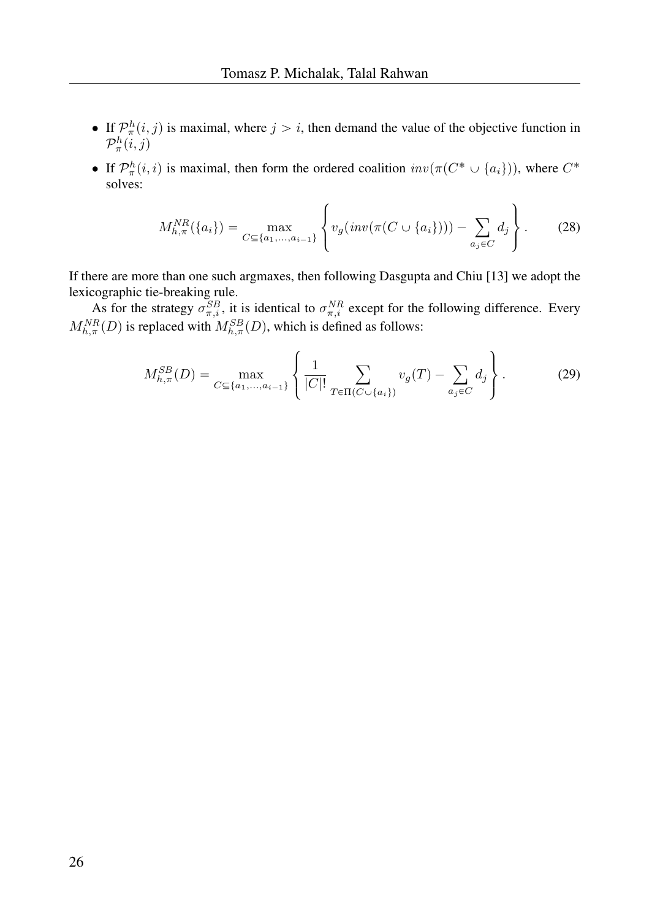- If $\mathcal{P}^h_\pi(i, j)$ is maximal, where $j > i$, then demand the value of the objective function in $\mathcal{P}^h_\pi(i, j)$
- If $\mathcal{P}^h_\pi(i, i)$ is maximal, then form the ordered coalition $inv(\pi(C^* \cup \{a_i\}))$, where $C^*$ solves:

$$M^{NR}_{h,\pi}(\{a_i\}) = \max_{C \subseteq \{a_1, \ldots, a_{i-1}\}} \left\{ v_g(inv(\pi(C \cup \{a_i\}))) - \sum_{a_j \in C} d_j \right\}. \quad (28)$$

If there are more than one such argmaxes, then following Dasgupta and Chiu [13] we adopt the lexicographic tie-breaking rule.

As for the strategy $\sigma^{SB}_{\pi,i}$, it is identical to $\sigma^{NR}_{\pi,i}$ except for the following difference. Every $M^{NR}_{h,\pi}(D)$ is replaced with $M^{SB}_{h,\pi}(D)$, which is defined as follows:

$$M^{SB}_{h,\pi}(D) = \max_{C \subseteq \{a_1, \ldots, a_{i-1}\}} \left\{ \frac{1}{|C|!} \sum_{T \in \Pi(C \cup \{a_i\})} v_g(T) - \sum_{a_j \in C} d_j \right\}. \quad (29)$$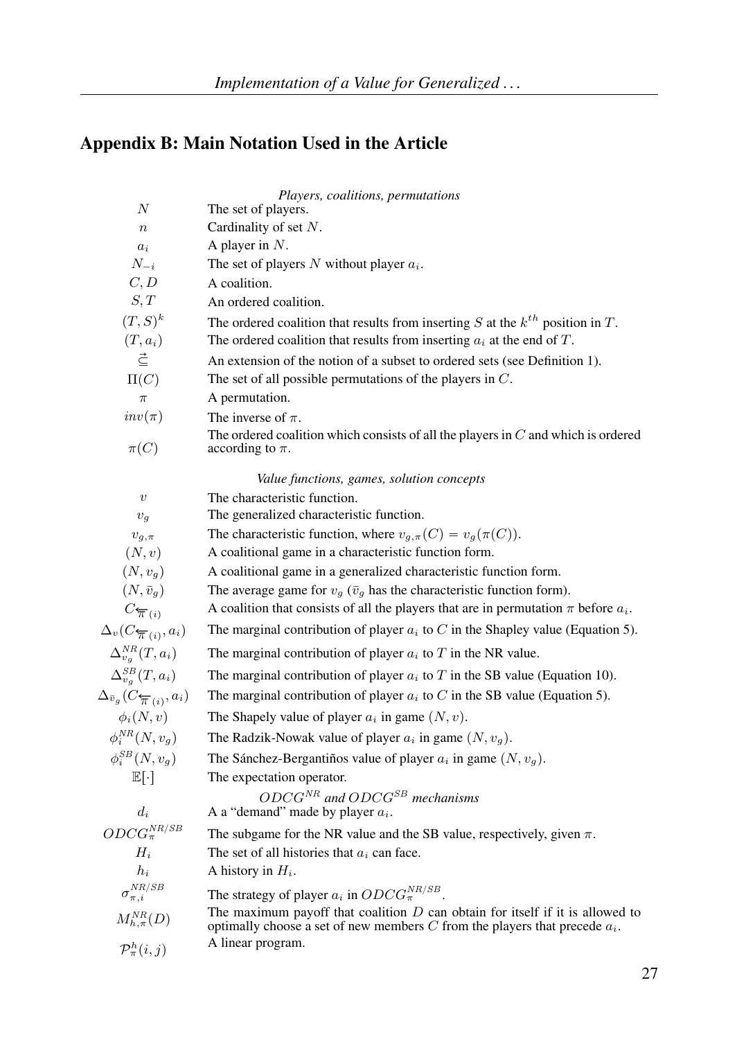## Appendix B: Main Notation Used in the Article

| | |
|---|---|
| | *Players, coalitions, permutations* |
| $N$ | The set of players. |
| $n$ | Cardinality of set $N$. |
| $a_i$ | A player in $N$. |
| $N_{-i}$ | The set of players $N$ without player $a_i$. |
| $C, D$ | A coalition. |
| $S, T$ | An ordered coalition. |
| $(T, S)^k$ | The ordered coalition that results from inserting $S$ at the $k^{th}$ position in $T$. |
| $(T, a_i)$ | The ordered coalition that results from inserting $a_i$ at the end of $T$. |
| $\vec{\subseteq}$ | An extension of the notion of a subset to ordered sets (see Definition 1). |
| $\Pi(C)$ | The set of all possible permutations of the players in $C$. |
| $\pi$ | A permutation. |
| $inv(\pi)$ | The inverse of $\pi$. |
| $\pi(C)$ | The ordered coalition which consists of all the players in $C$ and which is ordered according to $\pi$. |
| | *Value functions, games, solution concepts* |
| $v$ | The characteristic function. |
| $v_g$ | The generalized characteristic function. |
| $v_{g,\pi}$ | The characteristic function, where $v_{g,\pi}(C) = v_g(\pi(C))$. |
| $(N, v)$ | A coalitional game in a characteristic function form. |
| $(N, v_g)$ | A coalitional game in a generalized characteristic function form. |
| $(N, \bar{v}_g)$ | The average game for $v_g$ ($\bar{v}_g$ has the characteristic function form). |
| $C_{\overleftarrow{\pi}(i)}$ | A coalition that consists of all the players that are in permutation $\pi$ before $a_i$. |
| $\Delta_v(C_{\overleftarrow{\pi}(i)}, a_i)$ | The marginal contribution of player $a_i$ to $C$ in the Shapley value (Equation 5). |
| $\Delta^{NR}_{v_g}(T, a_i)$ | The marginal contribution of player $a_i$ to $T$ in the NR value. |
| $\Delta^{SB}_{v_g}(T, a_i)$ | The marginal contribution of player $a_i$ to $T$ in the SB value (Equation 10). |
| $\Delta_{\bar{v}_g}(C_{\overleftarrow{\pi}(i)}, a_i)$ | The marginal contribution of player $a_i$ to $C$ in the SB value (Equation 5). |
| $\phi_i(N, v)$ | The Shapely value of player $a_i$ in game $(N, v)$. |
| $\phi^{NR}_i(N, v_g)$ | The Radzik-Nowak value of player $a_i$ in game $(N, v_g)$. |
| $\phi^{SB}_i(N, v_g)$ | The Sánchez-Bergantiños value of player $a_i$ in game $(N, v_g)$. |
| $\mathbb{E}[\cdot]$ | The expectation operator. |
| | *$ODCG^{NR}$ and $ODCG^{SB}$ mechanisms* |
| $d_i$ | A "demand" made by player $a_i$. |
| $ODCG^{NR/SB}_{\pi}$ | The subgame for the NR value and the SB value, respectively, given $\pi$. |
| $H_i$ | The set of all histories that $a_i$ can face. |
| $h_i$ | A history in $H_i$. |
| $\sigma^{NR/SB}_{\pi,i}$ | The strategy of player $a_i$ in $ODCG^{NR/SB}_{\pi}$. |
| $M^{NR}_{h,\pi}(D)$ | The maximum payoff that coalition $D$ can obtain for itself if it is allowed to optimally choose a set of new members $C$ from the players that precede $a_i$. |
| $\mathcal{P}^h_{\pi}(i, j)$ | A linear program. |